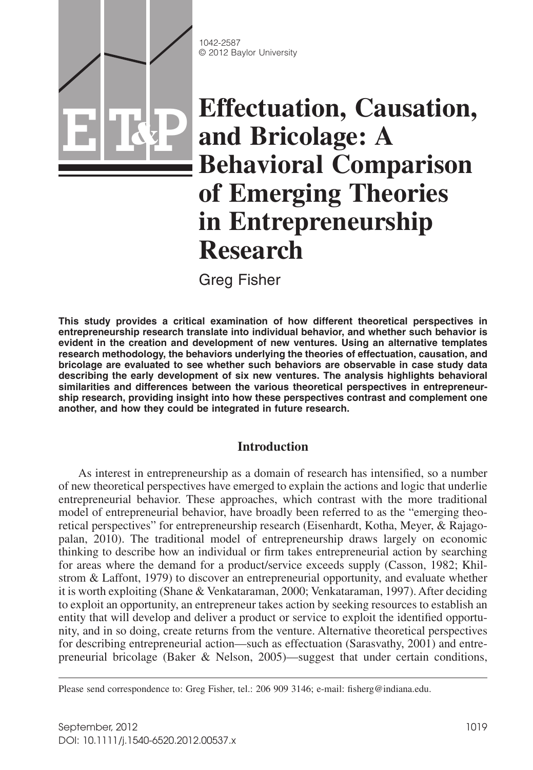1042-2587
© 2012 Baylor University

# Effectuation, Causation, and Bricolage: A Behavioral Comparison of Emerging Theories in Entrepreneurship Research

Greg Fisher

**This study provides a critical examination of how different theoretical perspectives in entrepreneurship research translate into individual behavior, and whether such behavior is evident in the creation and development of new ventures. Using an alternative templates research methodology, the behaviors underlying the theories of effectuation, causation, and bricolage are evaluated to see whether such behaviors are observable in case study data describing the early development of six new ventures. The analysis highlights behavioral similarities and differences between the various theoretical perspectives in entrepreneurship research, providing insight into how these perspectives contrast and complement one another, and how they could be integrated in future research.**

## Introduction

As interest in entrepreneurship as a domain of research has intensified, so a number of new theoretical perspectives have emerged to explain the actions and logic that underlie entrepreneurial behavior. These approaches, which contrast with the more traditional model of entrepreneurial behavior, have broadly been referred to as the "emerging theoretical perspectives" for entrepreneurship research (Eisenhardt, Kotha, Meyer, & Rajagopalan, 2010). The traditional model of entrepreneurship draws largely on economic thinking to describe how an individual or firm takes entrepreneurial action by searching for areas where the demand for a product/service exceeds supply (Casson, 1982; Khilstrom & Laffont, 1979) to discover an entrepreneurial opportunity, and evaluate whether it is worth exploiting (Shane & Venkataraman, 2000; Venkataraman, 1997). After deciding to exploit an opportunity, an entrepreneur takes action by seeking resources to establish an entity that will develop and deliver a product or service to exploit the identified opportunity, and in so doing, create returns from the venture. Alternative theoretical perspectives for describing entrepreneurial action—such as effectuation (Sarasvathy, 2001) and entrepreneurial bricolage (Baker & Nelson, 2005)—suggest that under certain conditions,

Please send correspondence to: Greg Fisher, tel.: 206 909 3146; e-mail: fisherg@indiana.edu.

DOI: 10.1111/j.1540-6520.2012.00537.x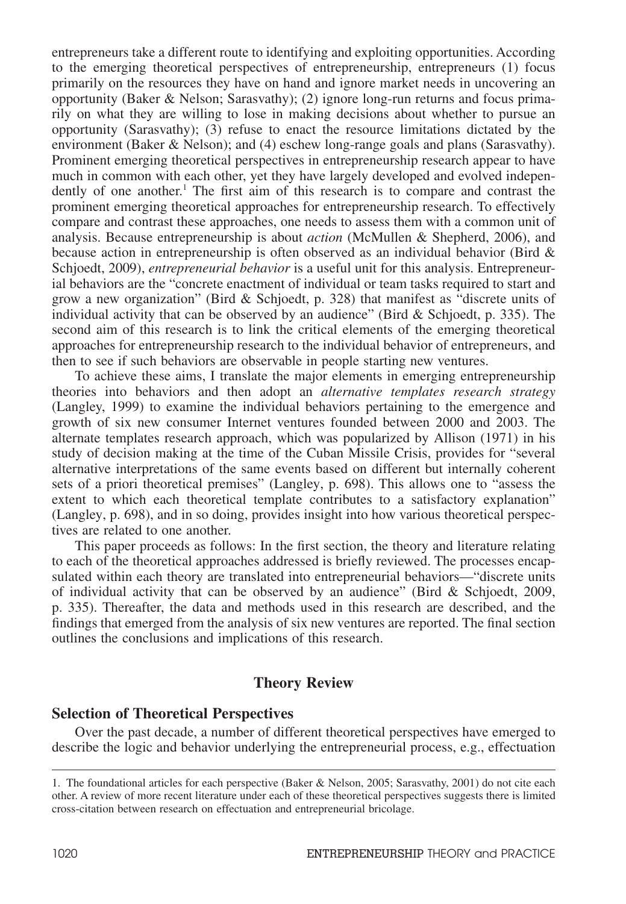entrepreneurs take a different route to identifying and exploiting opportunities. According to the emerging theoretical perspectives of entrepreneurship, entrepreneurs (1) focus primarily on the resources they have on hand and ignore market needs in uncovering an opportunity (Baker & Nelson; Sarasvathy); (2) ignore long-run returns and focus primarily on what they are willing to lose in making decisions about whether to pursue an opportunity (Sarasvathy); (3) refuse to enact the resource limitations dictated by the environment (Baker & Nelson); and (4) eschew long-range goals and plans (Sarasvathy). Prominent emerging theoretical perspectives in entrepreneurship research appear to have much in common with each other, yet they have largely developed and evolved independently of one another.[1] The first aim of this research is to compare and contrast the prominent emerging theoretical approaches for entrepreneurship research. To effectively compare and contrast these approaches, one needs to assess them with a common unit of analysis. Because entrepreneurship is about *action* (McMullen & Shepherd, 2006), and because action in entrepreneurship is often observed as an individual behavior (Bird & Schjoedt, 2009), *entrepreneurial behavior* is a useful unit for this analysis. Entrepreneurial behaviors are the "concrete enactment of individual or team tasks required to start and grow a new organization" (Bird & Schjoedt, p. 328) that manifest as "discrete units of individual activity that can be observed by an audience" (Bird & Schjoedt, p. 335). The second aim of this research is to link the critical elements of the emerging theoretical approaches for entrepreneurship research to the individual behavior of entrepreneurs, and then to see if such behaviors are observable in people starting new ventures.

To achieve these aims, I translate the major elements in emerging entrepreneurship theories into behaviors and then adopt an *alternative templates research strategy* (Langley, 1999) to examine the individual behaviors pertaining to the emergence and growth of six new consumer Internet ventures founded between 2000 and 2003. The alternate templates research approach, which was popularized by Allison (1971) in his study of decision making at the time of the Cuban Missile Crisis, provides for "several alternative interpretations of the same events based on different but internally coherent sets of a priori theoretical premises" (Langley, p. 698). This allows one to "assess the extent to which each theoretical template contributes to a satisfactory explanation" (Langley, p. 698), and in so doing, provides insight into how various theoretical perspectives are related to one another.

This paper proceeds as follows: In the first section, the theory and literature relating to each of the theoretical approaches addressed is briefly reviewed. The processes encapsulated within each theory are translated into entrepreneurial behaviors—"discrete units of individual activity that can be observed by an audience" (Bird & Schjoedt, 2009, p. 335). Thereafter, the data and methods used in this research are described, and the findings that emerged from the analysis of six new ventures are reported. The final section outlines the conclusions and implications of this research.

## Theory Review

### Selection of Theoretical Perspectives

Over the past decade, a number of different theoretical perspectives have emerged to describe the logic and behavior underlying the entrepreneurial process, e.g., effectuation

---

1. The foundational articles for each perspective (Baker & Nelson, 2005; Sarasvathy, 2001) do not cite each other. A review of more recent literature under each of these theoretical perspectives suggests there is limited cross-citation between research on effectuation and entrepreneurial bricolage.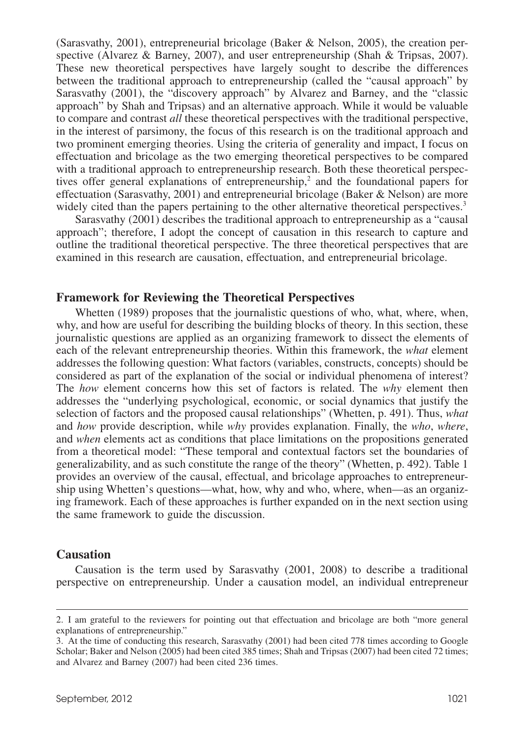(Sarasvathy, 2001), entrepreneurial bricolage (Baker & Nelson, 2005), the creation perspective (Alvarez & Barney, 2007), and user entrepreneurship (Shah & Tripsas, 2007). These new theoretical perspectives have largely sought to describe the differences between the traditional approach to entrepreneurship (called the "causal approach" by Sarasvathy (2001), the "discovery approach" by Alvarez and Barney, and the "classic approach" by Shah and Tripsas) and an alternative approach. While it would be valuable to compare and contrast *all* these theoretical perspectives with the traditional perspective, in the interest of parsimony, the focus of this research is on the traditional approach and two prominent emerging theories. Using the criteria of generality and impact, I focus on effectuation and bricolage as the two emerging theoretical perspectives to be compared with a traditional approach to entrepreneurship research. Both these theoretical perspectives offer general explanations of entrepreneurship,[2] and the foundational papers for effectuation (Sarasvathy, 2001) and entrepreneurial bricolage (Baker & Nelson) are more widely cited than the papers pertaining to the other alternative theoretical perspectives.[3]

Sarasvathy (2001) describes the traditional approach to entrepreneurship as a "causal approach"; therefore, I adopt the concept of causation in this research to capture and outline the traditional theoretical perspective. The three theoretical perspectives that are examined in this research are causation, effectuation, and entrepreneurial bricolage.

## Framework for Reviewing the Theoretical Perspectives

Whetten (1989) proposes that the journalistic questions of who, what, where, when, why, and how are useful for describing the building blocks of theory. In this section, these journalistic questions are applied as an organizing framework to dissect the elements of each of the relevant entrepreneurship theories. Within this framework, the *what* element addresses the following question: What factors (variables, constructs, concepts) should be considered as part of the explanation of the social or individual phenomena of interest? The *how* element concerns how this set of factors is related. The *why* element then addresses the "underlying psychological, economic, or social dynamics that justify the selection of factors and the proposed causal relationships" (Whetten, p. 491). Thus, *what* and *how* provide description, while *why* provides explanation. Finally, the *who*, *where*, and *when* elements act as conditions that place limitations on the propositions generated from a theoretical model: "These temporal and contextual factors set the boundaries of generalizability, and as such constitute the range of the theory" (Whetten, p. 492). Table 1 provides an overview of the causal, effectual, and bricolage approaches to entrepreneurship using Whetten's questions—what, how, why and who, where, when—as an organizing framework. Each of these approaches is further expanded on in the next section using the same framework to guide the discussion.

## Causation

Causation is the term used by Sarasvathy (2001, 2008) to describe a traditional perspective on entrepreneurship. Under a causation model, an individual entrepreneur

---

2. I am grateful to the reviewers for pointing out that effectuation and bricolage are both "more general explanations of entrepreneurship."

3. At the time of conducting this research, Sarasvathy (2001) had been cited 778 times according to Google Scholar; Baker and Nelson (2005) had been cited 385 times; Shah and Tripsas (2007) had been cited 72 times; and Alvarez and Barney (2007) had been cited 236 times.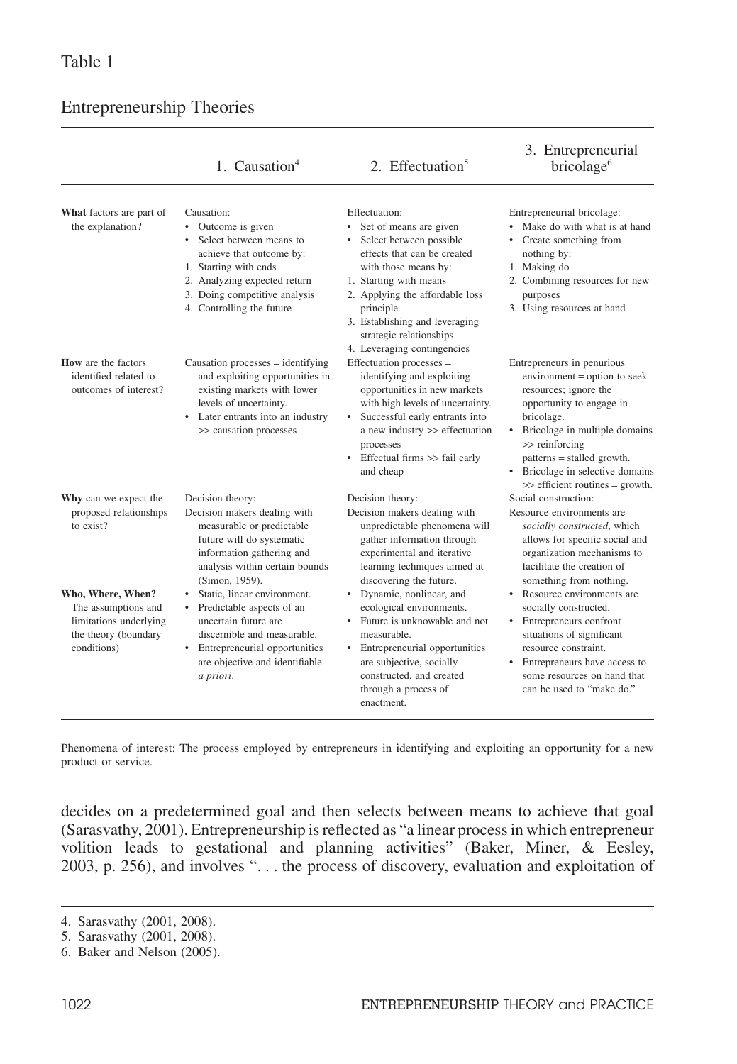Table 1

Entrepreneurship Theories

| | 1. Causation[4] | 2. Effectuation[5] | 3. Entrepreneurial bricolage[6] |
|---|---|---|---|
| **What** factors are part of the explanation? | Causation:<br>• Outcome is given<br>• Select between means to achieve that outcome by:<br>1. Starting with ends<br>2. Analyzing expected return<br>3. Doing competitive analysis<br>4. Controlling the future | Effectuation:<br>• Set of means are given<br>• Select between possible effects that can be created with those means by:<br>1. Starting with means<br>2. Applying the affordable loss principle<br>3. Establishing and leveraging strategic relationships<br>4. Leveraging contingencies | Entrepreneurial bricolage:<br>• Make do with what is at hand<br>• Create something from nothing by:<br>1. Making do<br>2. Combining resources for new purposes<br>3. Using resources at hand |
| **How** are the factors identified related to outcomes of interest? | Causation processes = identifying and exploiting opportunities in existing markets with lower levels of uncertainty.<br>• Later entrants into an industry >> causation processes | Effectuation processes = identifying and exploiting opportunities in new markets with high levels of uncertainty.<br>• Successful early entrants into a new industry >> effectuation processes<br>• Effectual firms >> fail early and cheap | Entrepreneurs in penurious environment = option to seek resources; ignore the opportunity to engage in bricolage.<br>• Bricolage in multiple domains >> reinforcing patterns = stalled growth.<br>• Bricolage in selective domains >> efficient routines = growth. |
| **Why** can we expect the proposed relationships to exist? | Decision theory:<br>Decision makers dealing with measurable or predictable future will do systematic information gathering and analysis within certain bounds (Simon, 1959). | Decision theory:<br>Decision makers dealing with unpredictable phenomena will gather information through experimental and iterative learning techniques aimed at discovering the future. | Social construction:<br>Resource environments are *socially constructed*, which allows for specific social and organization mechanisms to facilitate the creation of something from nothing. |
| **Who, Where, When?** The assumptions and limitations underlying the theory (boundary conditions) | • Static, linear environment.<br>• Predictable aspects of an uncertain future are discernible and measurable.<br>• Entrepreneurial opportunities are objective and identifiable *a priori*. | • Dynamic, nonlinear, and ecological environments.<br>• Future is unknowable and not measurable.<br>• Entrepreneurial opportunities are subjective, socially constructed, and created through a process of enactment. | • Resource environments are socially constructed.<br>• Entrepreneurs confront situations of significant resource constraint.<br>• Entrepreneurs have access to some resources on hand that can be used to "make do." |

Phenomena of interest: The process employed by entrepreneurs in identifying and exploiting an opportunity for a new product or service.

decides on a predetermined goal and then selects between means to achieve that goal (Sarasvathy, 2001). Entrepreneurship is reflected as "a linear process in which entrepreneur volition leads to gestational and planning activities" (Baker, Miner, & Eesley, 2003, p. 256), and involves ". . . the process of discovery, evaluation and exploitation of

4. Sarasvathy (2001, 2008).
5. Sarasvathy (2001, 2008).
6. Baker and Nelson (2005).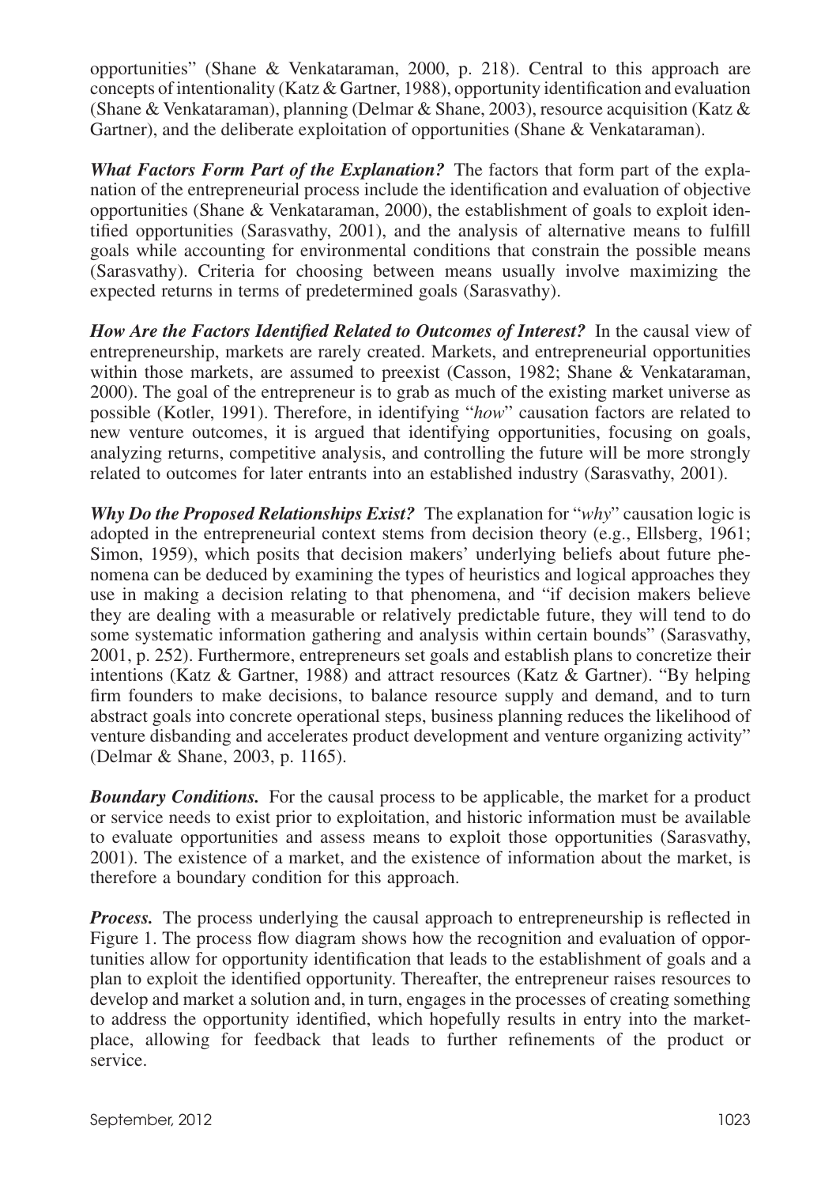opportunities" (Shane & Venkataraman, 2000, p. 218). Central to this approach are concepts of intentionality (Katz & Gartner, 1988), opportunity identification and evaluation (Shane & Venkataraman), planning (Delmar & Shane, 2003), resource acquisition (Katz & Gartner), and the deliberate exploitation of opportunities (Shane & Venkataraman).

***What Factors Form Part of the Explanation?*** The factors that form part of the explanation of the entrepreneurial process include the identification and evaluation of objective opportunities (Shane & Venkataraman, 2000), the establishment of goals to exploit identified opportunities (Sarasvathy, 2001), and the analysis of alternative means to fulfill goals while accounting for environmental conditions that constrain the possible means (Sarasvathy). Criteria for choosing between means usually involve maximizing the expected returns in terms of predetermined goals (Sarasvathy).

***How Are the Factors Identified Related to Outcomes of Interest?*** In the causal view of entrepreneurship, markets are rarely created. Markets, and entrepreneurial opportunities within those markets, are assumed to preexist (Casson, 1982; Shane & Venkataraman, 2000). The goal of the entrepreneur is to grab as much of the existing market universe as possible (Kotler, 1991). Therefore, in identifying "*how*" causation factors are related to new venture outcomes, it is argued that identifying opportunities, focusing on goals, analyzing returns, competitive analysis, and controlling the future will be more strongly related to outcomes for later entrants into an established industry (Sarasvathy, 2001).

***Why Do the Proposed Relationships Exist?*** The explanation for "*why*" causation logic is adopted in the entrepreneurial context stems from decision theory (e.g., Ellsberg, 1961; Simon, 1959), which posits that decision makers' underlying beliefs about future phenomena can be deduced by examining the types of heuristics and logical approaches they use in making a decision relating to that phenomena, and "if decision makers believe they are dealing with a measurable or relatively predictable future, they will tend to do some systematic information gathering and analysis within certain bounds" (Sarasvathy, 2001, p. 252). Furthermore, entrepreneurs set goals and establish plans to concretize their intentions (Katz & Gartner, 1988) and attract resources (Katz & Gartner). "By helping firm founders to make decisions, to balance resource supply and demand, and to turn abstract goals into concrete operational steps, business planning reduces the likelihood of venture disbanding and accelerates product development and venture organizing activity" (Delmar & Shane, 2003, p. 1165).

***Boundary Conditions.*** For the causal process to be applicable, the market for a product or service needs to exist prior to exploitation, and historic information must be available to evaluate opportunities and assess means to exploit those opportunities (Sarasvathy, 2001). The existence of a market, and the existence of information about the market, is therefore a boundary condition for this approach.

***Process.*** The process underlying the causal approach to entrepreneurship is reflected in Figure 1. The process flow diagram shows how the recognition and evaluation of opportunities allow for opportunity identification that leads to the establishment of goals and a plan to exploit the identified opportunity. Thereafter, the entrepreneur raises resources to develop and market a solution and, in turn, engages in the processes of creating something to address the opportunity identified, which hopefully results in entry into the marketplace, allowing for feedback that leads to further refinements of the product or service.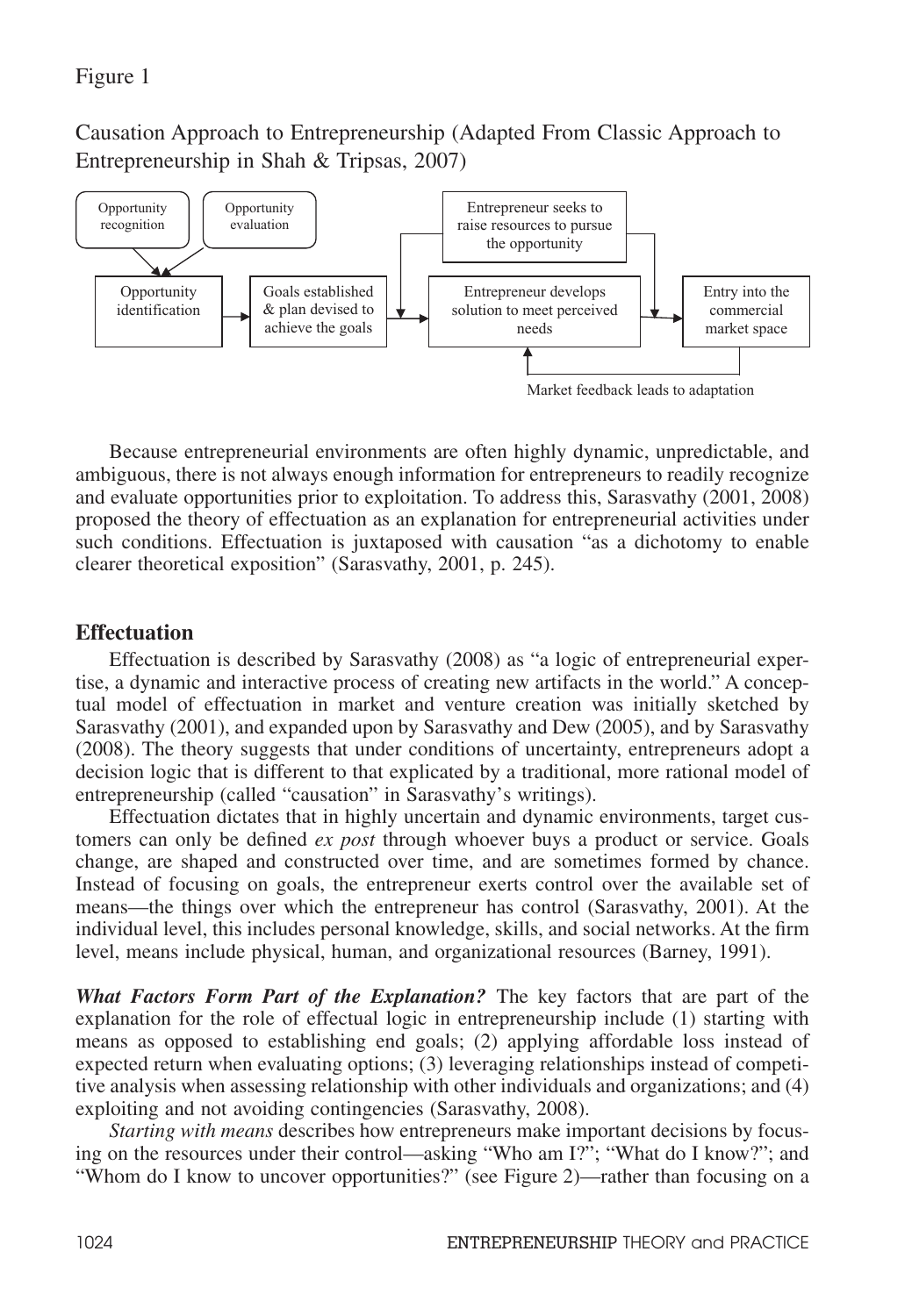Figure 1

Causation Approach to Entrepreneurship (Adapted From Classic Approach to Entrepreneurship in Shah & Tripsas, 2007)

Opportunity recognition → Opportunity identification ← Opportunity evaluation

Opportunity identification → Goals established & plan devised to achieve the goals → Entrepreneur develops solution to meet perceived needs → Entry into the commercial market space

Entrepreneur seeks to raise resources to pursue the opportunity

Market feedback leads to adaptation

Because entrepreneurial environments are often highly dynamic, unpredictable, and ambiguous, there is not always enough information for entrepreneurs to readily recognize and evaluate opportunities prior to exploitation. To address this, Sarasvathy (2001, 2008) proposed the theory of effectuation as an explanation for entrepreneurial activities under such conditions. Effectuation is juxtaposed with causation "as a dichotomy to enable clearer theoretical exposition" (Sarasvathy, 2001, p. 245).

## Effectuation

Effectuation is described by Sarasvathy (2008) as "a logic of entrepreneurial expertise, a dynamic and interactive process of creating new artifacts in the world." A conceptual model of effectuation in market and venture creation was initially sketched by Sarasvathy (2001), and expanded upon by Sarasvathy and Dew (2005), and by Sarasvathy (2008). The theory suggests that under conditions of uncertainty, entrepreneurs adopt a decision logic that is different to that explicated by a traditional, more rational model of entrepreneurship (called "causation" in Sarasvathy's writings).

Effectuation dictates that in highly uncertain and dynamic environments, target customers can only be defined *ex post* through whoever buys a product or service. Goals change, are shaped and constructed over time, and are sometimes formed by chance. Instead of focusing on goals, the entrepreneur exerts control over the available set of means—the things over which the entrepreneur has control (Sarasvathy, 2001). At the individual level, this includes personal knowledge, skills, and social networks. At the firm level, means include physical, human, and organizational resources (Barney, 1991).

***What Factors Form Part of the Explanation?*** The key factors that are part of the explanation for the role of effectual logic in entrepreneurship include (1) starting with means as opposed to establishing end goals; (2) applying affordable loss instead of expected return when evaluating options; (3) leveraging relationships instead of competitive analysis when assessing relationship with other individuals and organizations; and (4) exploiting and not avoiding contingencies (Sarasvathy, 2008).

*Starting with means* describes how entrepreneurs make important decisions by focusing on the resources under their control—asking "Who am I?"; "What do I know?"; and "Whom do I know to uncover opportunities?" (see Figure 2)—rather than focusing on a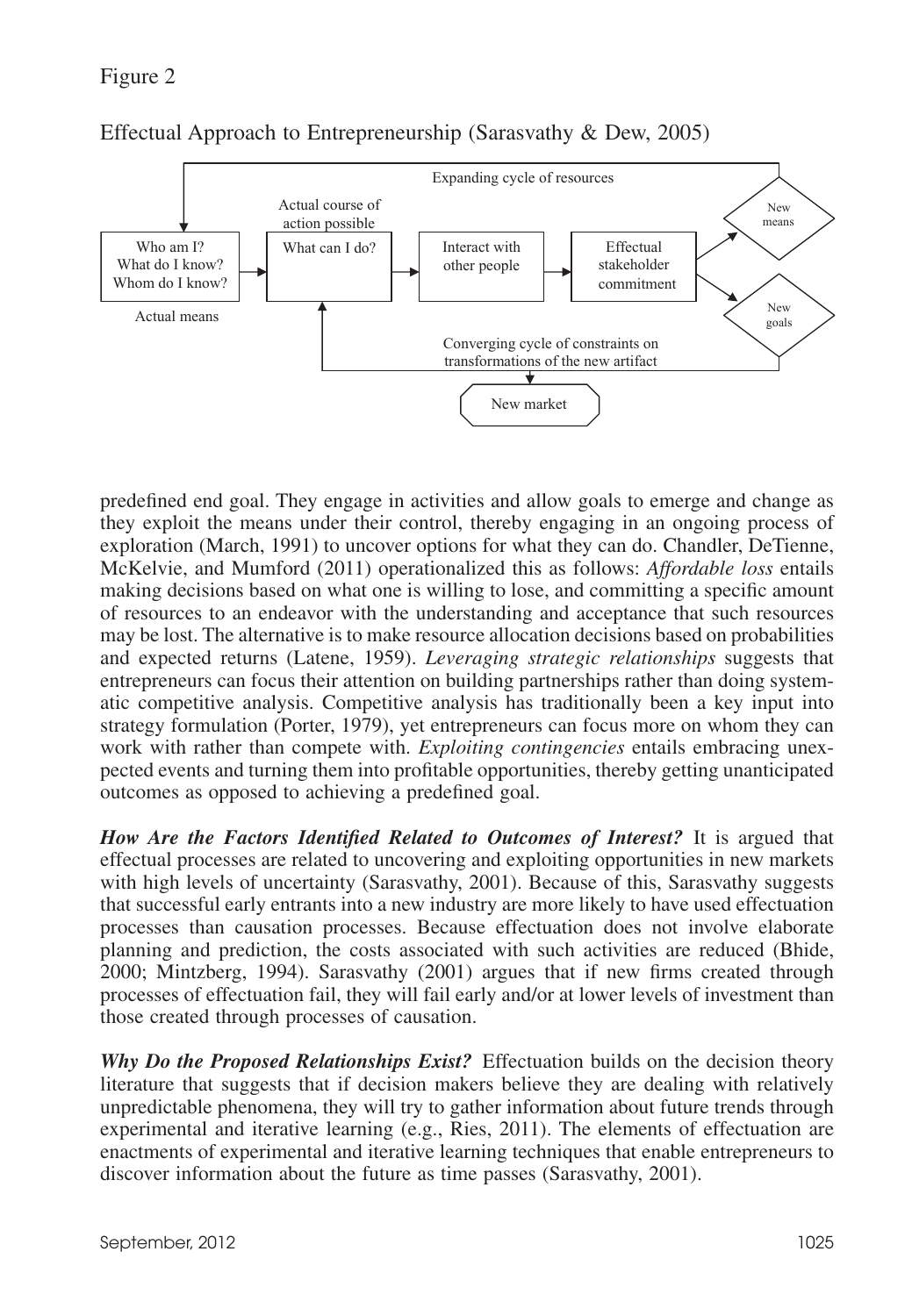Figure 2

Effectual Approach to Entrepreneurship (Sarasvathy & Dew, 2005)

predefined end goal. They engage in activities and allow goals to emerge and change as they exploit the means under their control, thereby engaging in an ongoing process of exploration (March, 1991) to uncover options for what they can do. Chandler, DeTienne, McKelvie, and Mumford (2011) operationalized this as follows: *Affordable loss* entails making decisions based on what one is willing to lose, and committing a specific amount of resources to an endeavor with the understanding and acceptance that such resources may be lost. The alternative is to make resource allocation decisions based on probabilities and expected returns (Latene, 1959). *Leveraging strategic relationships* suggests that entrepreneurs can focus their attention on building partnerships rather than doing systematic competitive analysis. Competitive analysis has traditionally been a key input into strategy formulation (Porter, 1979), yet entrepreneurs can focus more on whom they can work with rather than compete with. *Exploiting contingencies* entails embracing unexpected events and turning them into profitable opportunities, thereby getting unanticipated outcomes as opposed to achieving a predefined goal.

***How Are the Factors Identified Related to Outcomes of Interest?*** It is argued that effectual processes are related to uncovering and exploiting opportunities in new markets with high levels of uncertainty (Sarasvathy, 2001). Because of this, Sarasvathy suggests that successful early entrants into a new industry are more likely to have used effectuation processes than causation processes. Because effectuation does not involve elaborate planning and prediction, the costs associated with such activities are reduced (Bhide, 2000; Mintzberg, 1994). Sarasvathy (2001) argues that if new firms created through processes of effectuation fail, they will fail early and/or at lower levels of investment than those created through processes of causation.

***Why Do the Proposed Relationships Exist?*** Effectuation builds on the decision theory literature that suggests that if decision makers believe they are dealing with relatively unpredictable phenomena, they will try to gather information about future trends through experimental and iterative learning (e.g., Ries, 2011). The elements of effectuation are enactments of experimental and iterative learning techniques that enable entrepreneurs to discover information about the future as time passes (Sarasvathy, 2001).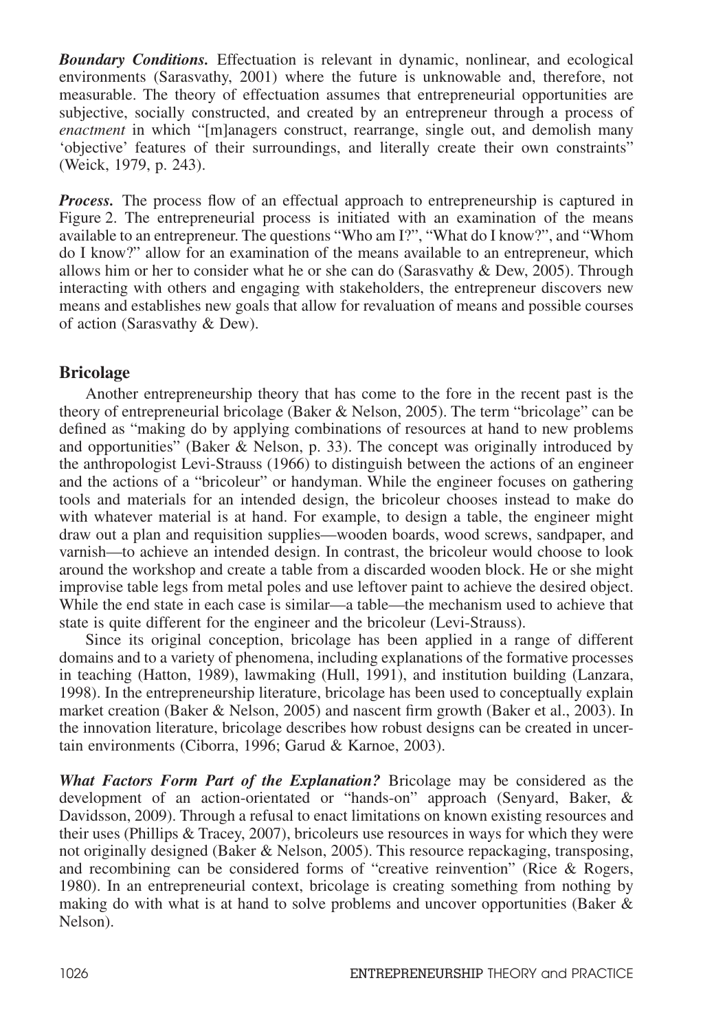***Boundary Conditions.*** Effectuation is relevant in dynamic, nonlinear, and ecological environments (Sarasvathy, 2001) where the future is unknowable and, therefore, not measurable. The theory of effectuation assumes that entrepreneurial opportunities are subjective, socially constructed, and created by an entrepreneur through a process of *enactment* in which "[m]anagers construct, rearrange, single out, and demolish many 'objective' features of their surroundings, and literally create their own constraints" (Weick, 1979, p. 243).

***Process.*** The process flow of an effectual approach to entrepreneurship is captured in Figure 2. The entrepreneurial process is initiated with an examination of the means available to an entrepreneur. The questions "Who am I?", "What do I know?", and "Whom do I know?" allow for an examination of the means available to an entrepreneur, which allows him or her to consider what he or she can do (Sarasvathy & Dew, 2005). Through interacting with others and engaging with stakeholders, the entrepreneur discovers new means and establishes new goals that allow for revaluation of means and possible courses of action (Sarasvathy & Dew).

## Bricolage

Another entrepreneurship theory that has come to the fore in the recent past is the theory of entrepreneurial bricolage (Baker & Nelson, 2005). The term "bricolage" can be defined as "making do by applying combinations of resources at hand to new problems and opportunities" (Baker & Nelson, p. 33). The concept was originally introduced by the anthropologist Levi-Strauss (1966) to distinguish between the actions of an engineer and the actions of a "bricoleur" or handyman. While the engineer focuses on gathering tools and materials for an intended design, the bricoleur chooses instead to make do with whatever material is at hand. For example, to design a table, the engineer might draw out a plan and requisition supplies—wooden boards, wood screws, sandpaper, and varnish—to achieve an intended design. In contrast, the bricoleur would choose to look around the workshop and create a table from a discarded wooden block. He or she might improvise table legs from metal poles and use leftover paint to achieve the desired object. While the end state in each case is similar—a table—the mechanism used to achieve that state is quite different for the engineer and the bricoleur (Levi-Strauss).

Since its original conception, bricolage has been applied in a range of different domains and to a variety of phenomena, including explanations of the formative processes in teaching (Hatton, 1989), lawmaking (Hull, 1991), and institution building (Lanzara, 1998). In the entrepreneurship literature, bricolage has been used to conceptually explain market creation (Baker & Nelson, 2005) and nascent firm growth (Baker et al., 2003). In the innovation literature, bricolage describes how robust designs can be created in uncertain environments (Ciborra, 1996; Garud & Karnoe, 2003).

***What Factors Form Part of the Explanation?*** Bricolage may be considered as the development of an action-orientated or "hands-on" approach (Senyard, Baker, & Davidsson, 2009). Through a refusal to enact limitations on known existing resources and their uses (Phillips & Tracey, 2007), bricoleurs use resources in ways for which they were not originally designed (Baker & Nelson, 2005). This resource repackaging, transposing, and recombining can be considered forms of "creative reinvention" (Rice & Rogers, 1980). In an entrepreneurial context, bricolage is creating something from nothing by making do with what is at hand to solve problems and uncover opportunities (Baker & Nelson).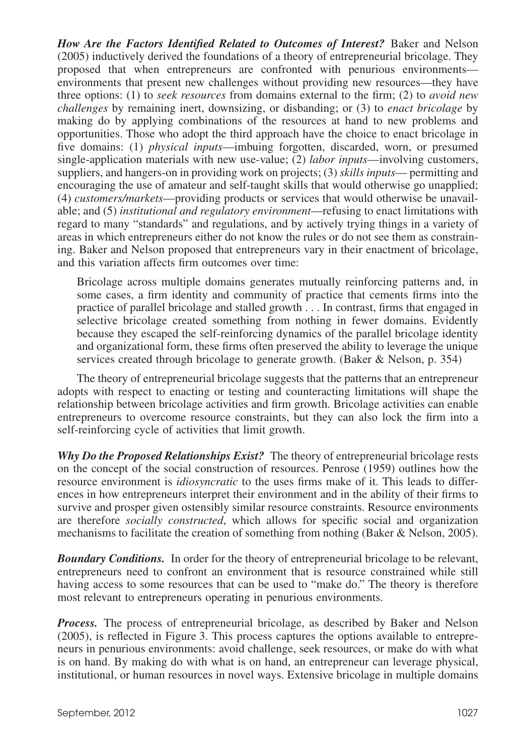***How Are the Factors Identified Related to Outcomes of Interest?*** Baker and Nelson (2005) inductively derived the foundations of a theory of entrepreneurial bricolage. They proposed that when entrepreneurs are confronted with penurious environments—environments that present new challenges without providing new resources—they have three options: (1) to *seek resources* from domains external to the firm; (2) to *avoid new challenges* by remaining inert, downsizing, or disbanding; or (3) to *enact bricolage* by making do by applying combinations of the resources at hand to new problems and opportunities. Those who adopt the third approach have the choice to enact bricolage in five domains: (1) *physical inputs*—imbuing forgotten, discarded, worn, or presumed single-application materials with new use-value; (2) *labor inputs*—involving customers, suppliers, and hangers-on in providing work on projects; (3) *skills inputs*— permitting and encouraging the use of amateur and self-taught skills that would otherwise go unapplied; (4) *customers/markets*—providing products or services that would otherwise be unavailable; and (5) *institutional and regulatory environment*—refusing to enact limitations with regard to many "standards" and regulations, and by actively trying things in a variety of areas in which entrepreneurs either do not know the rules or do not see them as constraining. Baker and Nelson proposed that entrepreneurs vary in their enactment of bricolage, and this variation affects firm outcomes over time:

> Bricolage across multiple domains generates mutually reinforcing patterns and, in some cases, a firm identity and community of practice that cements firms into the practice of parallel bricolage and stalled growth . . . In contrast, firms that engaged in selective bricolage created something from nothing in fewer domains. Evidently because they escaped the self-reinforcing dynamics of the parallel bricolage identity and organizational form, these firms often preserved the ability to leverage the unique services created through bricolage to generate growth. (Baker & Nelson, p. 354)

The theory of entrepreneurial bricolage suggests that the patterns that an entrepreneur adopts with respect to enacting or testing and counteracting limitations will shape the relationship between bricolage activities and firm growth. Bricolage activities can enable entrepreneurs to overcome resource constraints, but they can also lock the firm into a self-reinforcing cycle of activities that limit growth.

***Why Do the Proposed Relationships Exist?*** The theory of entrepreneurial bricolage rests on the concept of the social construction of resources. Penrose (1959) outlines how the resource environment is *idiosyncratic* to the uses firms make of it. This leads to differences in how entrepreneurs interpret their environment and in the ability of their firms to survive and prosper given ostensibly similar resource constraints. Resource environments are therefore *socially constructed*, which allows for specific social and organization mechanisms to facilitate the creation of something from nothing (Baker & Nelson, 2005).

***Boundary Conditions.*** In order for the theory of entrepreneurial bricolage to be relevant, entrepreneurs need to confront an environment that is resource constrained while still having access to some resources that can be used to "make do." The theory is therefore most relevant to entrepreneurs operating in penurious environments.

***Process.*** The process of entrepreneurial bricolage, as described by Baker and Nelson (2005), is reflected in Figure 3. This process captures the options available to entrepreneurs in penurious environments: avoid challenge, seek resources, or make do with what is on hand. By making do with what is on hand, an entrepreneur can leverage physical, institutional, or human resources in novel ways. Extensive bricolage in multiple domains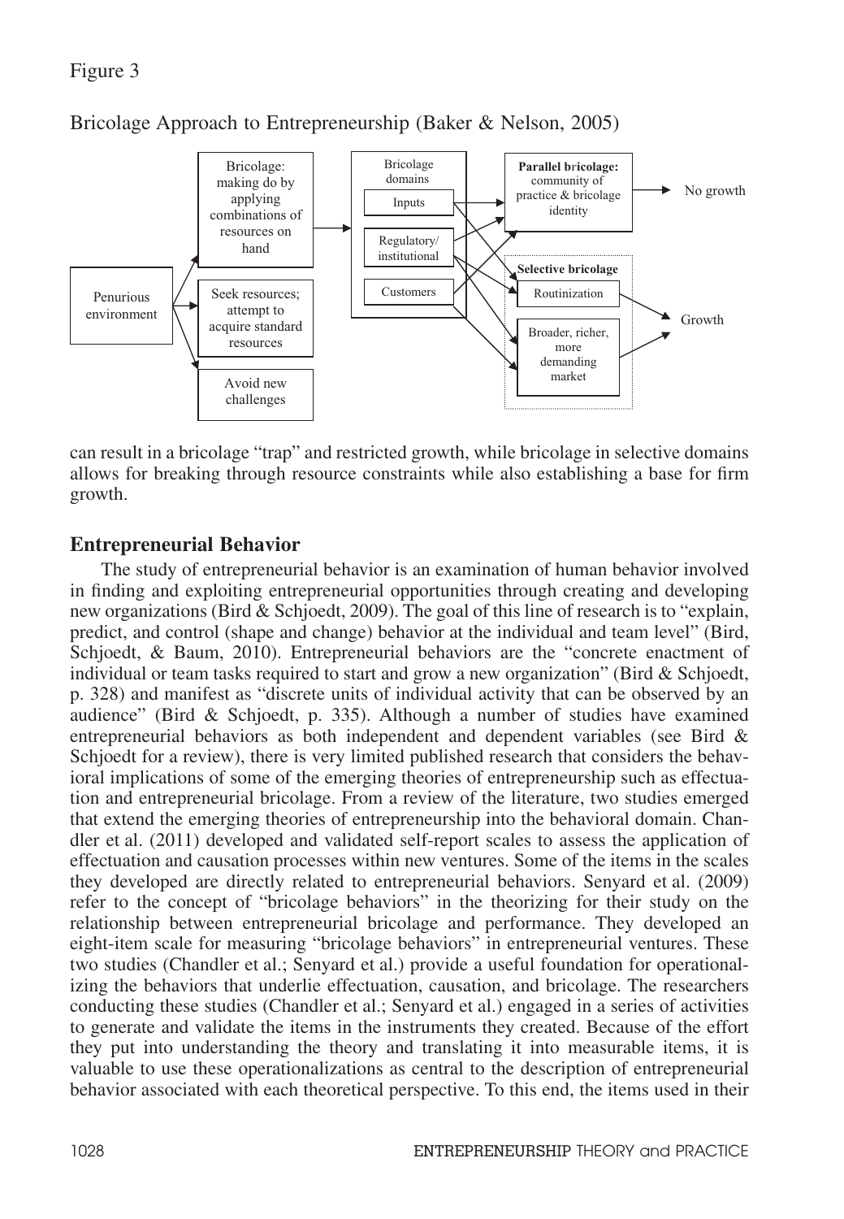Figure 3

Bricolage Approach to Entrepreneurship (Baker & Nelson, 2005)

can result in a bricolage "trap" and restricted growth, while bricolage in selective domains allows for breaking through resource constraints while also establishing a base for firm growth.

## Entrepreneurial Behavior

The study of entrepreneurial behavior is an examination of human behavior involved in finding and exploiting entrepreneurial opportunities through creating and developing new organizations (Bird & Schjoedt, 2009). The goal of this line of research is to "explain, predict, and control (shape and change) behavior at the individual and team level" (Bird, Schjoedt, & Baum, 2010). Entrepreneurial behaviors are the "concrete enactment of individual or team tasks required to start and grow a new organization" (Bird & Schjoedt, p. 328) and manifest as "discrete units of individual activity that can be observed by an audience" (Bird & Schjoedt, p. 335). Although a number of studies have examined entrepreneurial behaviors as both independent and dependent variables (see Bird & Schjoedt for a review), there is very limited published research that considers the behavioral implications of some of the emerging theories of entrepreneurship such as effectuation and entrepreneurial bricolage. From a review of the literature, two studies emerged that extend the emerging theories of entrepreneurship into the behavioral domain. Chandler et al. (2011) developed and validated self-report scales to assess the application of effectuation and causation processes within new ventures. Some of the items in the scales they developed are directly related to entrepreneurial behaviors. Senyard et al. (2009) refer to the concept of "bricolage behaviors" in the theorizing for their study on the relationship between entrepreneurial bricolage and performance. They developed an eight-item scale for measuring "bricolage behaviors" in entrepreneurial ventures. These two studies (Chandler et al.; Senyard et al.) provide a useful foundation for operationalizing the behaviors that underlie effectuation, causation, and bricolage. The researchers conducting these studies (Chandler et al.; Senyard et al.) engaged in a series of activities to generate and validate the items in the instruments they created. Because of the effort they put into understanding the theory and translating it into measurable items, it is valuable to use these operationalizations as central to the description of entrepreneurial behavior associated with each theoretical perspective. To this end, the items used in their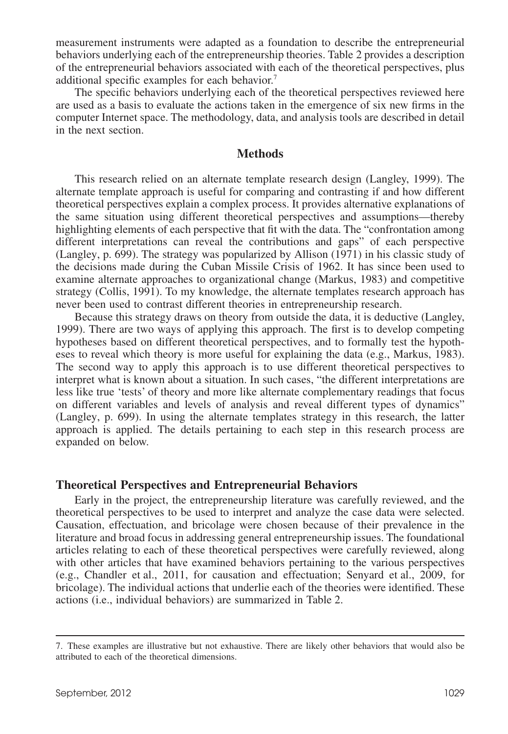measurement instruments were adapted as a foundation to describe the entrepreneurial behaviors underlying each of the entrepreneurship theories. Table 2 provides a description of the entrepreneurial behaviors associated with each of the theoretical perspectives, plus additional specific examples for each behavior.[7]

The specific behaviors underlying each of the theoretical perspectives reviewed here are used as a basis to evaluate the actions taken in the emergence of six new firms in the computer Internet space. The methodology, data, and analysis tools are described in detail in the next section.

## Methods

This research relied on an alternate template research design (Langley, 1999). The alternate template approach is useful for comparing and contrasting if and how different theoretical perspectives explain a complex process. It provides alternative explanations of the same situation using different theoretical perspectives and assumptions—thereby highlighting elements of each perspective that fit with the data. The "confrontation among different interpretations can reveal the contributions and gaps" of each perspective (Langley, p. 699). The strategy was popularized by Allison (1971) in his classic study of the decisions made during the Cuban Missile Crisis of 1962. It has since been used to examine alternate approaches to organizational change (Markus, 1983) and competitive strategy (Collis, 1991). To my knowledge, the alternate templates research approach has never been used to contrast different theories in entrepreneurship research.

Because this strategy draws on theory from outside the data, it is deductive (Langley, 1999). There are two ways of applying this approach. The first is to develop competing hypotheses based on different theoretical perspectives, and to formally test the hypotheses to reveal which theory is more useful for explaining the data (e.g., Markus, 1983). The second way to apply this approach is to use different theoretical perspectives to interpret what is known about a situation. In such cases, "the different interpretations are less like true 'tests' of theory and more like alternate complementary readings that focus on different variables and levels of analysis and reveal different types of dynamics" (Langley, p. 699). In using the alternate templates strategy in this research, the latter approach is applied. The details pertaining to each step in this research process are expanded on below.

### Theoretical Perspectives and Entrepreneurial Behaviors

Early in the project, the entrepreneurship literature was carefully reviewed, and the theoretical perspectives to be used to interpret and analyze the case data were selected. Causation, effectuation, and bricolage were chosen because of their prevalence in the literature and broad focus in addressing general entrepreneurship issues. The foundational articles relating to each of these theoretical perspectives were carefully reviewed, along with other articles that have examined behaviors pertaining to the various perspectives (e.g., Chandler et al., 2011, for causation and effectuation; Senyard et al., 2009, for bricolage). The individual actions that underlie each of the theories were identified. These actions (i.e., individual behaviors) are summarized in Table 2.

---

7. These examples are illustrative but not exhaustive. There are likely other behaviors that would also be attributed to each of the theoretical dimensions.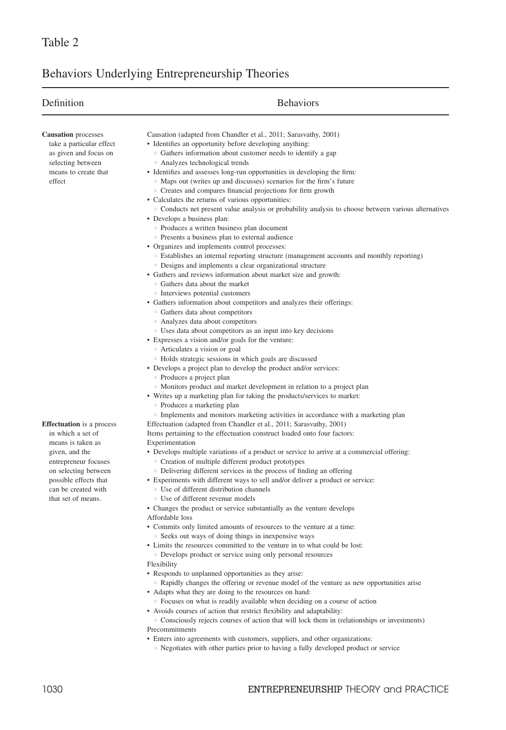Table 2

Behaviors Underlying Entrepreneurship Theories

| Definition | Behaviors |
|---|---|
| **Causation** processes take a particular effect as given and focus on selecting between means to create that effect | Causation (adapted from Chandler et al., 2011; Sarasvathy, 2001)<br>• Identifies an opportunity before developing anything:<br>◦ Gathers information about customer needs to identify a gap<br>◦ Analyzes technological trends<br>• Identifies and assesses long-run opportunities in developing the firm:<br>◦ Maps out (writes up and discusses) scenarios for the firm's future<br>◦ Creates and compares financial projections for firm growth<br>• Calculates the returns of various opportunities:<br>◦ Conducts net present value analysis or probability analysis to choose between various alternatives<br>• Develops a business plan:<br>◦ Produces a written business plan document<br>◦ Presents a business plan to external audience<br>• Organizes and implements control processes:<br>◦ Establishes an internal reporting structure (management accounts and monthly reporting)<br>◦ Designs and implements a clear organizational structure<br>• Gathers and reviews information about market size and growth:<br>◦ Gathers data about the market<br>◦ Interviews potential customers<br>• Gathers information about competitors and analyzes their offerings:<br>◦ Gathers data about competitors<br>◦ Analyzes data about competitors<br>◦ Uses data about competitors as an input into key decisions<br>• Expresses a vision and/or goals for the venture:<br>◦ Articulates a vision or goal<br>◦ Holds strategic sessions in which goals are discussed<br>• Develops a project plan to develop the product and/or services:<br>◦ Produces a project plan<br>◦ Monitors product and market development in relation to a project plan<br>• Writes up a marketing plan for taking the products/services to market:<br>◦ Produces a marketing plan<br>◦ Implements and monitors marketing activities in accordance with a marketing plan |
| **Effectuation** is a process in which a set of means is taken as given, and the entrepreneur focuses on selecting between possible effects that can be created with that set of means. | Effectuation (adapted from Chandler et al., 2011; Sarasvathy, 2001)<br>Items pertaining to the effectuation construct loaded onto four factors:<br>Experimentation<br>• Develops multiple variations of a product or service to arrive at a commercial offering:<br>◦ Creation of multiple different product prototypes<br>◦ Delivering different services in the process of finding an offering<br>• Experiments with different ways to sell and/or deliver a product or service:<br>◦ Use of different distribution channels<br>◦ Use of different revenue models<br>• Changes the product or service substantially as the venture develops<br>Affordable loss<br>• Commits only limited amounts of resources to the venture at a time:<br>◦ Seeks out ways of doing things in inexpensive ways<br>• Limits the resources committed to the venture in to what could be lost:<br>◦ Develops product or service using only personal resources<br>Flexibility<br>• Responds to unplanned opportunities as they arise:<br>◦ Rapidly changes the offering or revenue model of the venture as new opportunities arise<br>• Adapts what they are doing to the resources on hand:<br>◦ Focuses on what is readily available when deciding on a course of action<br>• Avoids courses of action that restrict flexibility and adaptability:<br>◦ Consciously rejects courses of action that will lock them in (relationships or investments)<br>Precommitments<br>• Enters into agreements with customers, suppliers, and other organizations:<br>◦ Negotiates with other parties prior to having a fully developed product or service |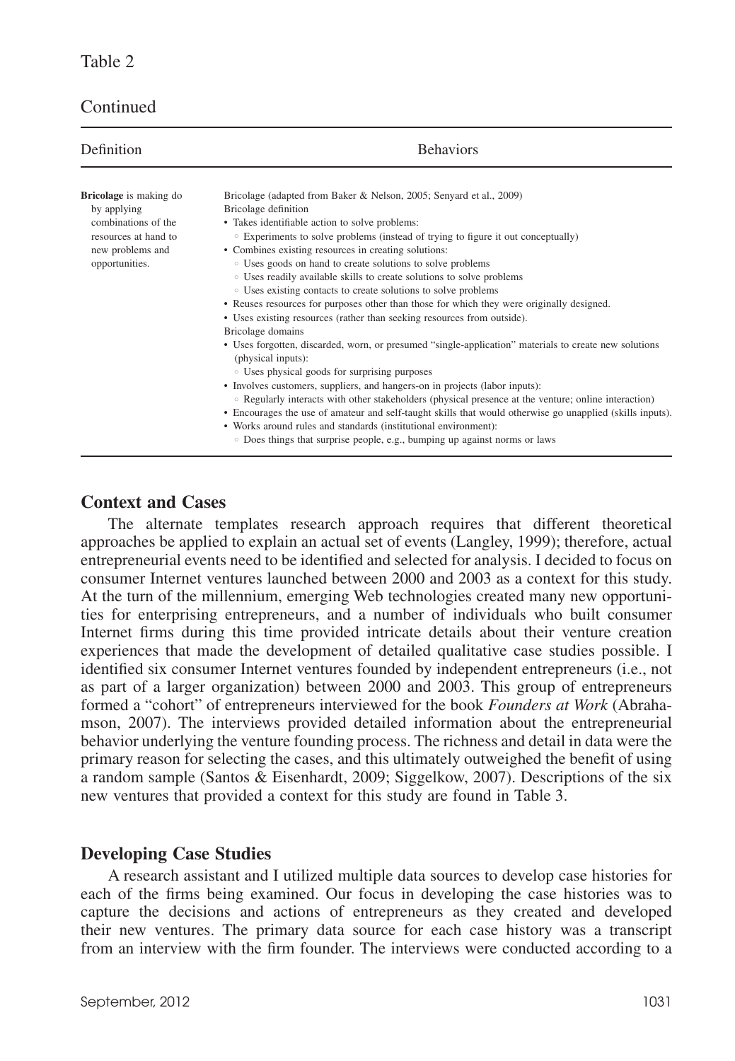Table 2

Continued

| Definition | Behaviors |
|---|---|
| **Bricolage** is making do by applying combinations of the resources at hand to new problems and opportunities. | Bricolage (adapted from Baker & Nelson, 2005; Senyard et al., 2009)<br>Bricolage definition<br>• Takes identifiable action to solve problems:<br>◦ Experiments to solve problems (instead of trying to figure it out conceptually)<br>• Combines existing resources in creating solutions:<br>◦ Uses goods on hand to create solutions to solve problems<br>◦ Uses readily available skills to create solutions to solve problems<br>◦ Uses existing contacts to create solutions to solve problems<br>• Reuses resources for purposes other than those for which they were originally designed.<br>• Uses existing resources (rather than seeking resources from outside).<br>Bricolage domains<br>• Uses forgotten, discarded, worn, or presumed "single-application" materials to create new solutions (physical inputs):<br>◦ Uses physical goods for surprising purposes<br>• Involves customers, suppliers, and hangers-on in projects (labor inputs):<br>◦ Regularly interacts with other stakeholders (physical presence at the venture; online interaction)<br>• Encourages the use of amateur and self-taught skills that would otherwise go unapplied (skills inputs).<br>• Works around rules and standards (institutional environment):<br>◦ Does things that surprise people, e.g., bumping up against norms or laws |

## Context and Cases

The alternate templates research approach requires that different theoretical approaches be applied to explain an actual set of events (Langley, 1999); therefore, actual entrepreneurial events need to be identified and selected for analysis. I decided to focus on consumer Internet ventures launched between 2000 and 2003 as a context for this study. At the turn of the millennium, emerging Web technologies created many new opportunities for enterprising entrepreneurs, and a number of individuals who built consumer Internet firms during this time provided intricate details about their venture creation experiences that made the development of detailed qualitative case studies possible. I identified six consumer Internet ventures founded by independent entrepreneurs (i.e., not as part of a larger organization) between 2000 and 2003. This group of entrepreneurs formed a "cohort" of entrepreneurs interviewed for the book *Founders at Work* (Abrahamson, 2007). The interviews provided detailed information about the entrepreneurial behavior underlying the venture founding process. The richness and detail in data were the primary reason for selecting the cases, and this ultimately outweighed the benefit of using a random sample (Santos & Eisenhardt, 2009; Siggelkow, 2007). Descriptions of the six new ventures that provided a context for this study are found in Table 3.

## Developing Case Studies

A research assistant and I utilized multiple data sources to develop case histories for each of the firms being examined. Our focus in developing the case histories was to capture the decisions and actions of entrepreneurs as they created and developed their new ventures. The primary data source for each case history was a transcript from an interview with the firm founder. The interviews were conducted according to a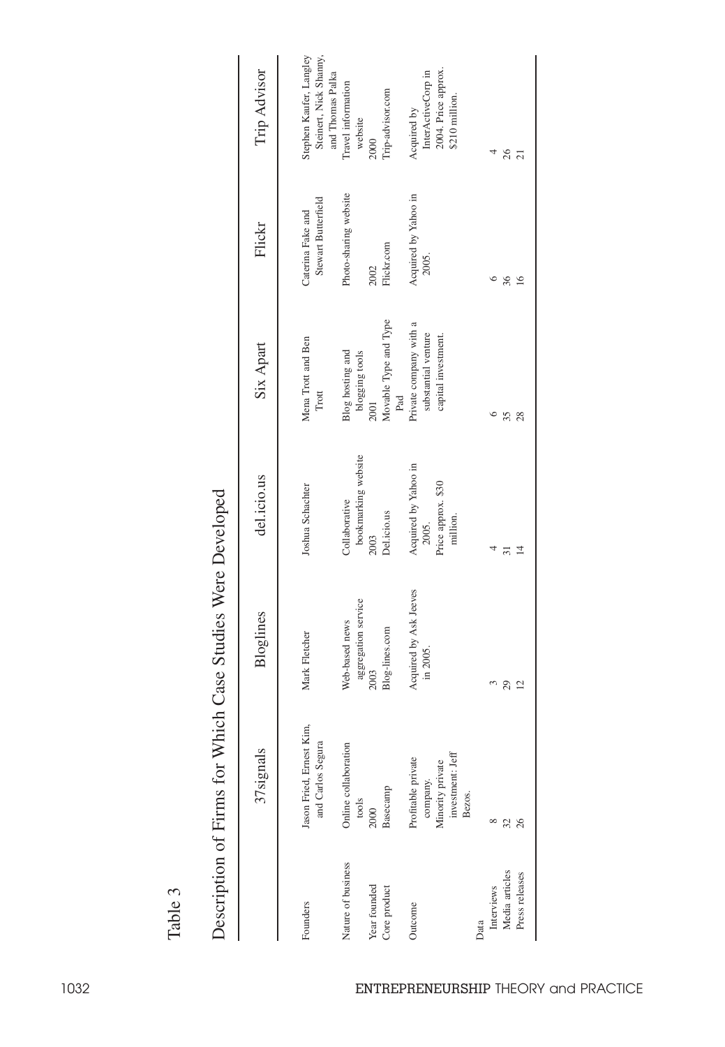Table 3

Description of Firms for Which Case Studies Were Developed

| | 37signals | Bloglines | del.icio.us | Six Apart | Flickr | Trip Advisor |
|---|---|---|---|---|---|---|
| Founders | Jason Fried, Ernest Kim, and Carlos Segura | Mark Fletcher | Joshua Schachter | Mena Trott and Ben Trott | Caterina Fake and Stewart Butterfield | Stephen Kaufer, Langley Steinert, Nick Shanny, and Thomas Palka |
| Nature of business | Online collaboration tools | Web-based news aggregation service | Collaborative bookmarking website | Blog hosting and blogging tools | Photo-sharing website | Travel information website |
| Year founded | 2000 | 2003 | 2003 | 2001 | 2002 | 2000 |
| Core product | Basecamp | Blog-lines.com | Del.icio.us | Movable Type and Type Pad | Flickr.com | Trip-advisor.com |
| Outcome | Profitable private company. Minority private investment: Jeff Bezos. | Acquired by Ask Jeeves in 2005. | Acquired by Yahoo in 2005. Price approx. $30 million. | Private company with a substantial venture capital investment. | Acquired by Yahoo in 2005. | Acquired by InterActiveCorp in 2004. Price approx. $210 million. |
| Data | | | | | | |
| Interviews | 8 | 3 | 4 | 6 | 6 | 4 |
| Media articles | 32 | 29 | 31 | 35 | 36 | 26 |
| Press releases | 26 | 12 | 14 | 28 | 16 | 21 |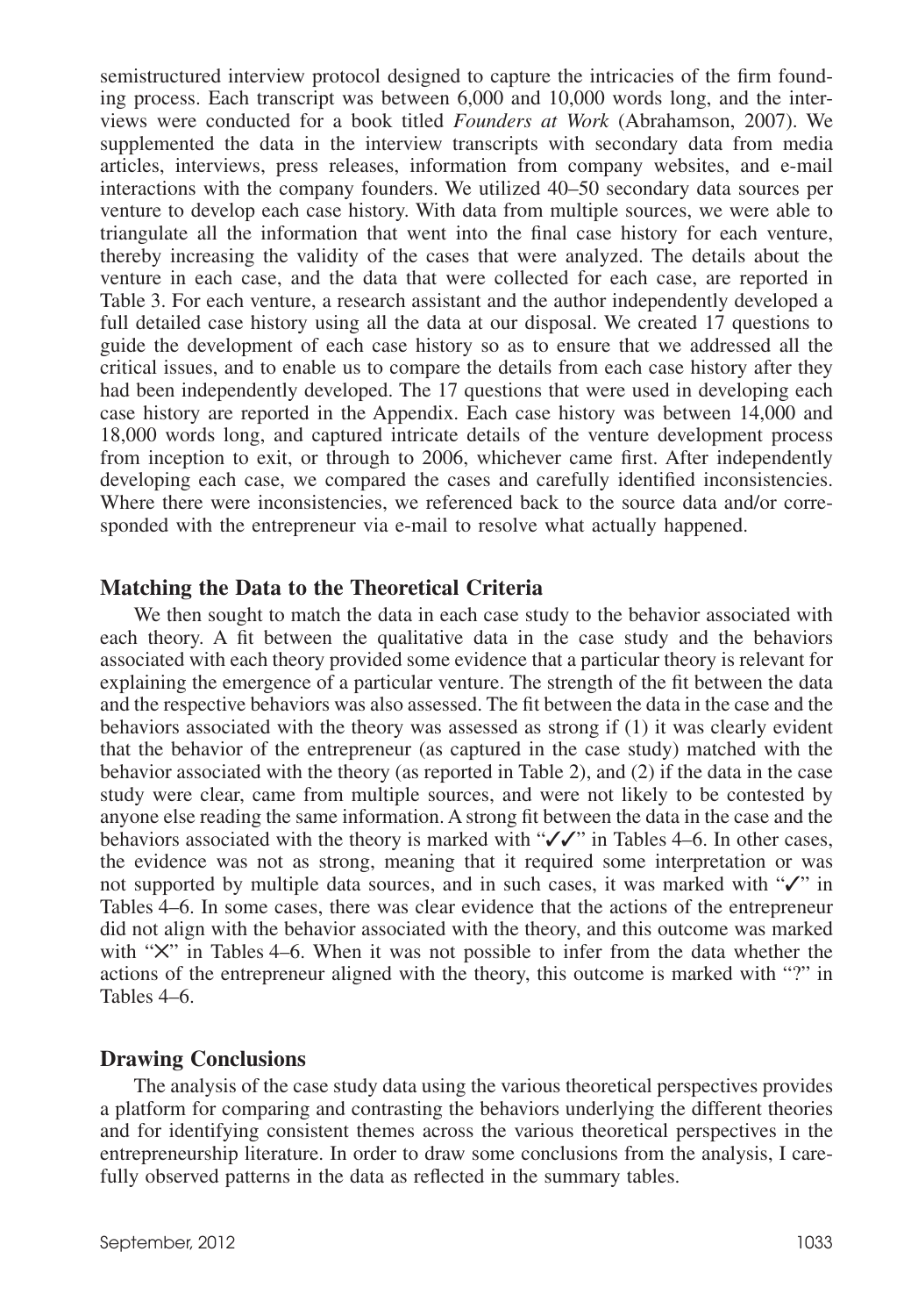semistructured interview protocol designed to capture the intricacies of the firm founding process. Each transcript was between 6,000 and 10,000 words long, and the interviews were conducted for a book titled *Founders at Work* (Abrahamson, 2007). We supplemented the data in the interview transcripts with secondary data from media articles, interviews, press releases, information from company websites, and e-mail interactions with the company founders. We utilized 40–50 secondary data sources per venture to develop each case history. With data from multiple sources, we were able to triangulate all the information that went into the final case history for each venture, thereby increasing the validity of the cases that were analyzed. The details about the venture in each case, and the data that were collected for each case, are reported in Table 3. For each venture, a research assistant and the author independently developed a full detailed case history using all the data at our disposal. We created 17 questions to guide the development of each case history so as to ensure that we addressed all the critical issues, and to enable us to compare the details from each case history after they had been independently developed. The 17 questions that were used in developing each case history are reported in the Appendix. Each case history was between 14,000 and 18,000 words long, and captured intricate details of the venture development process from inception to exit, or through to 2006, whichever came first. After independently developing each case, we compared the cases and carefully identified inconsistencies. Where there were inconsistencies, we referenced back to the source data and/or corresponded with the entrepreneur via e-mail to resolve what actually happened.

## Matching the Data to the Theoretical Criteria

We then sought to match the data in each case study to the behavior associated with each theory. A fit between the qualitative data in the case study and the behaviors associated with each theory provided some evidence that a particular theory is relevant for explaining the emergence of a particular venture. The strength of the fit between the data and the respective behaviors was also assessed. The fit between the data in the case and the behaviors associated with the theory was assessed as strong if (1) it was clearly evident that the behavior of the entrepreneur (as captured in the case study) matched with the behavior associated with the theory (as reported in Table 2), and (2) if the data in the case study were clear, came from multiple sources, and were not likely to be contested by anyone else reading the same information. A strong fit between the data in the case and the behaviors associated with the theory is marked with "✓✓" in Tables 4–6. In other cases, the evidence was not as strong, meaning that it required some interpretation or was not supported by multiple data sources, and in such cases, it was marked with "✓" in Tables 4–6. In some cases, there was clear evidence that the actions of the entrepreneur did not align with the behavior associated with the theory, and this outcome was marked with "✕" in Tables 4–6. When it was not possible to infer from the data whether the actions of the entrepreneur aligned with the theory, this outcome is marked with "?" in Tables 4–6.

## Drawing Conclusions

The analysis of the case study data using the various theoretical perspectives provides a platform for comparing and contrasting the behaviors underlying the different theories and for identifying consistent themes across the various theoretical perspectives in the entrepreneurship literature. In order to draw some conclusions from the analysis, I carefully observed patterns in the data as reflected in the summary tables.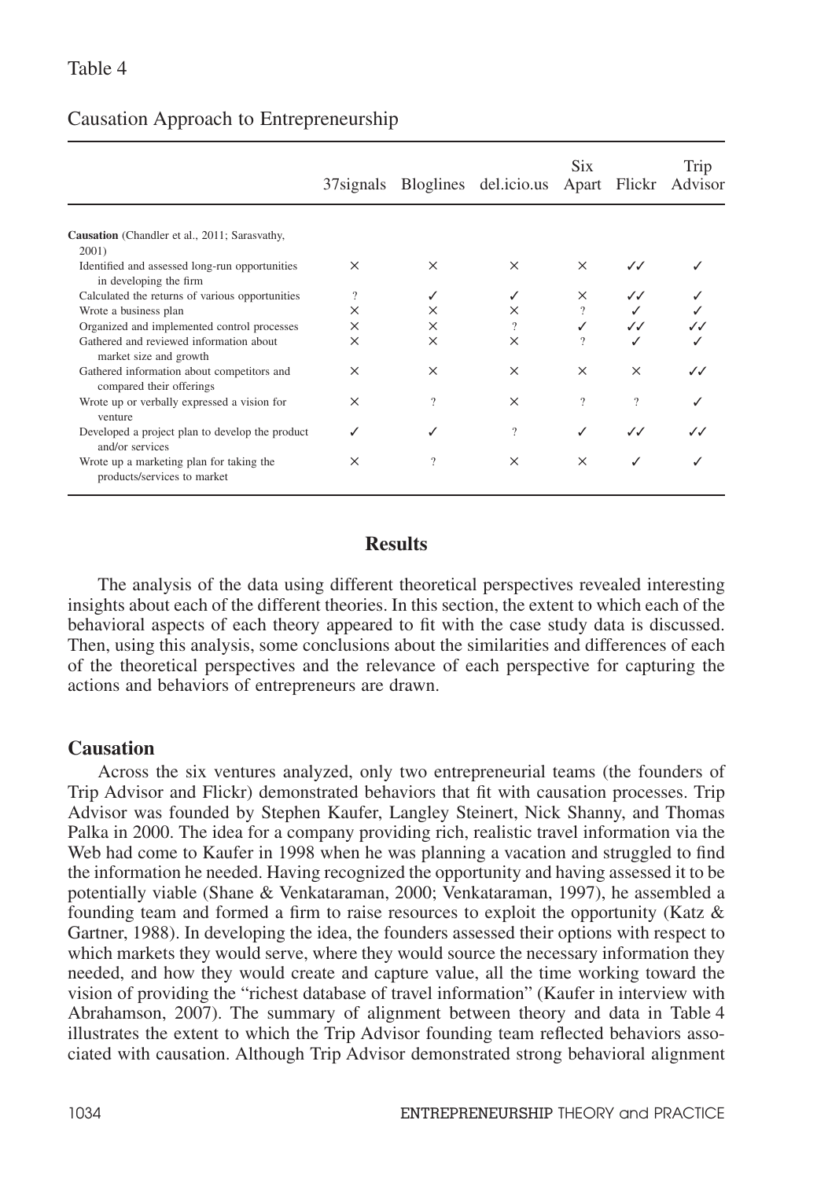Table 4

Causation Approach to Entrepreneurship

| | 37signals | Bloglines | del.icio.us | Six Apart | Flickr | Trip Advisor |
|---|---|---|---|---|---|---|
| **Causation** (Chandler et al., 2011; Sarasvathy, 2001) | | | | | | |
| Identified and assessed long-run opportunities in developing the firm | × | × | × | × | ✓✓ | ✓ |
| Calculated the returns of various opportunities | ? | ✓ | ✓ | × | ✓✓ | ✓ |
| Wrote a business plan | × | × | × | ? | ✓ | ✓ |
| Organized and implemented control processes | × | × | ? | ✓ | ✓✓ | ✓✓ |
| Gathered and reviewed information about market size and growth | × | × | × | ? | ✓ | ✓ |
| Gathered information about competitors and compared their offerings | × | × | × | × | × | ✓✓ |
| Wrote up or verbally expressed a vision for venture | × | ? | × | ? | ? | ✓ |
| Developed a project plan to develop the product and/or services | ✓ | ✓ | ? | ✓ | ✓✓ | ✓✓ |
| Wrote up a marketing plan for taking the products/services to market | × | ? | × | × | ✓ | ✓ |

## Results

The analysis of the data using different theoretical perspectives revealed interesting insights about each of the different theories. In this section, the extent to which each of the behavioral aspects of each theory appeared to fit with the case study data is discussed. Then, using this analysis, some conclusions about the similarities and differences of each of the theoretical perspectives and the relevance of each perspective for capturing the actions and behaviors of entrepreneurs are drawn.

### Causation

Across the six ventures analyzed, only two entrepreneurial teams (the founders of Trip Advisor and Flickr) demonstrated behaviors that fit with causation processes. Trip Advisor was founded by Stephen Kaufer, Langley Steinert, Nick Shanny, and Thomas Palka in 2000. The idea for a company providing rich, realistic travel information via the Web had come to Kaufer in 1998 when he was planning a vacation and struggled to find the information he needed. Having recognized the opportunity and having assessed it to be potentially viable (Shane & Venkataraman, 2000; Venkataraman, 1997), he assembled a founding team and formed a firm to raise resources to exploit the opportunity (Katz & Gartner, 1988). In developing the idea, the founders assessed their options with respect to which markets they would serve, where they would source the necessary information they needed, and how they would create and capture value, all the time working toward the vision of providing the "richest database of travel information" (Kaufer in interview with Abrahamson, 2007). The summary of alignment between theory and data in Table 4 illustrates the extent to which the Trip Advisor founding team reflected behaviors associated with causation. Although Trip Advisor demonstrated strong behavioral alignment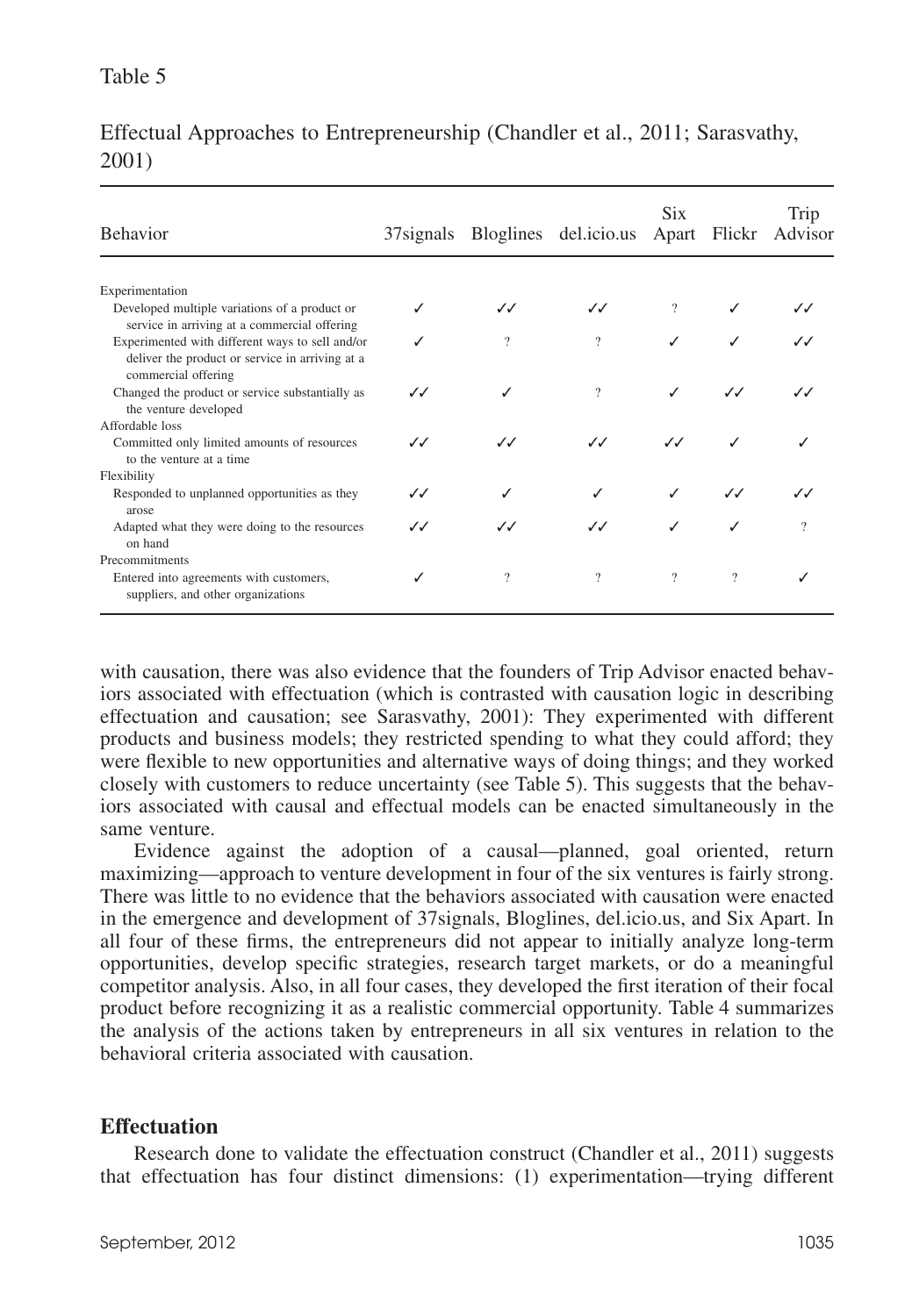Table 5

Effectual Approaches to Entrepreneurship (Chandler et al., 2011; Sarasvathy, 2001)

| Behavior | 37signals | Bloglines | del.icio.us | Six Apart | Flickr | Trip Advisor |
|---|---|---|---|---|---|---|
| Experimentation | | | | | | |
| Developed multiple variations of a product or service in arriving at a commercial offering | ✓ | ✓✓ | ✓✓ | ? | ✓ | ✓✓ |
| Experimented with different ways to sell and/or deliver the product or service in arriving at a commercial offering | ✓ | ? | ? | ✓ | ✓ | ✓✓ |
| Changed the product or service substantially as the venture developed | ✓✓ | ✓ | ? | ✓ | ✓✓ | ✓✓ |
| Affordable loss | | | | | | |
| Committed only limited amounts of resources to the venture at a time | ✓✓ | ✓✓ | ✓✓ | ✓✓ | ✓ | ✓ |
| Flexibility | | | | | | |
| Responded to unplanned opportunities as they arose | ✓✓ | ✓ | ✓ | ✓ | ✓✓ | ✓✓ |
| Adapted what they were doing to the resources on hand | ✓✓ | ✓✓ | ✓✓ | ✓ | ✓ | ? |
| Precommitments | | | | | | |
| Entered into agreements with customers, suppliers, and other organizations | ✓ | ? | ? | ? | ? | ✓ |

with causation, there was also evidence that the founders of Trip Advisor enacted behaviors associated with effectuation (which is contrasted with causation logic in describing effectuation and causation; see Sarasvathy, 2001): They experimented with different products and business models; they restricted spending to what they could afford; they were flexible to new opportunities and alternative ways of doing things; and they worked closely with customers to reduce uncertainty (see Table 5). This suggests that the behaviors associated with causal and effectual models can be enacted simultaneously in the same venture.

Evidence against the adoption of a causal—planned, goal oriented, return maximizing—approach to venture development in four of the six ventures is fairly strong. There was little to no evidence that the behaviors associated with causation were enacted in the emergence and development of 37signals, Bloglines, del.icio.us, and Six Apart. In all four of these firms, the entrepreneurs did not appear to initially analyze long-term opportunities, develop specific strategies, research target markets, or do a meaningful competitor analysis. Also, in all four cases, they developed the first iteration of their focal product before recognizing it as a realistic commercial opportunity. Table 4 summarizes the analysis of the actions taken by entrepreneurs in all six ventures in relation to the behavioral criteria associated with causation.

## Effectuation

Research done to validate the effectuation construct (Chandler et al., 2011) suggests that effectuation has four distinct dimensions: (1) experimentation—trying different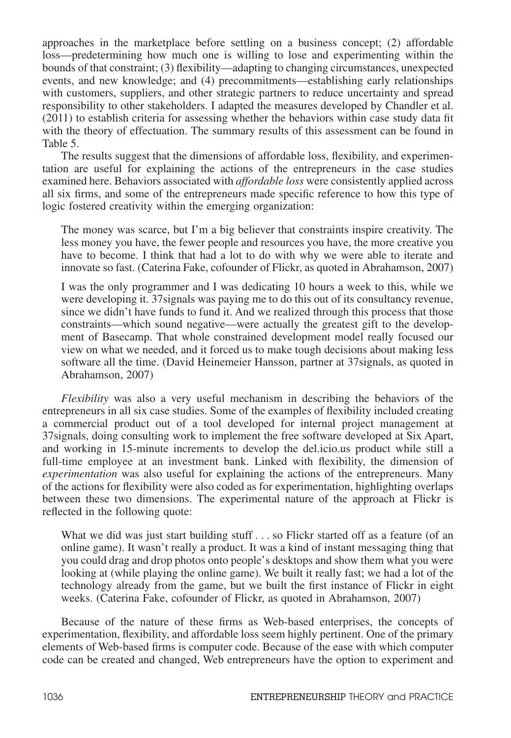approaches in the marketplace before settling on a business concept; (2) affordable loss—predetermining how much one is willing to lose and experimenting within the bounds of that constraint; (3) flexibility—adapting to changing circumstances, unexpected events, and new knowledge; and (4) precommitments—establishing early relationships with customers, suppliers, and other strategic partners to reduce uncertainty and spread responsibility to other stakeholders. I adapted the measures developed by Chandler et al. (2011) to establish criteria for assessing whether the behaviors within case study data fit with the theory of effectuation. The summary results of this assessment can be found in Table 5.

The results suggest that the dimensions of affordable loss, flexibility, and experimentation are useful for explaining the actions of the entrepreneurs in the case studies examined here. Behaviors associated with *affordable loss* were consistently applied across all six firms, and some of the entrepreneurs made specific reference to how this type of logic fostered creativity within the emerging organization:

> The money was scarce, but I'm a big believer that constraints inspire creativity. The less money you have, the fewer people and resources you have, the more creative you have to become. I think that had a lot to do with why we were able to iterate and innovate so fast. (Caterina Fake, cofounder of Flickr, as quoted in Abrahamson, 2007)

> I was the only programmer and I was dedicating 10 hours a week to this, while we were developing it. 37signals was paying me to do this out of its consultancy revenue, since we didn't have funds to fund it. And we realized through this process that those constraints—which sound negative—were actually the greatest gift to the development of Basecamp. That whole constrained development model really focused our view on what we needed, and it forced us to make tough decisions about making less software all the time. (David Heinemeier Hansson, partner at 37signals, as quoted in Abrahamson, 2007)

*Flexibility* was also a very useful mechanism in describing the behaviors of the entrepreneurs in all six case studies. Some of the examples of flexibility included creating a commercial product out of a tool developed for internal project management at 37signals, doing consulting work to implement the free software developed at Six Apart, and working in 15-minute increments to develop the del.icio.us product while still a full-time employee at an investment bank. Linked with flexibility, the dimension of *experimentation* was also useful for explaining the actions of the entrepreneurs. Many of the actions for flexibility were also coded as for experimentation, highlighting overlaps between these two dimensions. The experimental nature of the approach at Flickr is reflected in the following quote:

> What we did was just start building stuff . . . so Flickr started off as a feature (of an online game). It wasn't really a product. It was a kind of instant messaging thing that you could drag and drop photos onto people's desktops and show them what you were looking at (while playing the online game). We built it really fast; we had a lot of the technology already from the game, but we built the first instance of Flickr in eight weeks. (Caterina Fake, cofounder of Flickr, as quoted in Abrahamson, 2007)

Because of the nature of these firms as Web-based enterprises, the concepts of experimentation, flexibility, and affordable loss seem highly pertinent. One of the primary elements of Web-based firms is computer code. Because of the ease with which computer code can be created and changed, Web entrepreneurs have the option to experiment and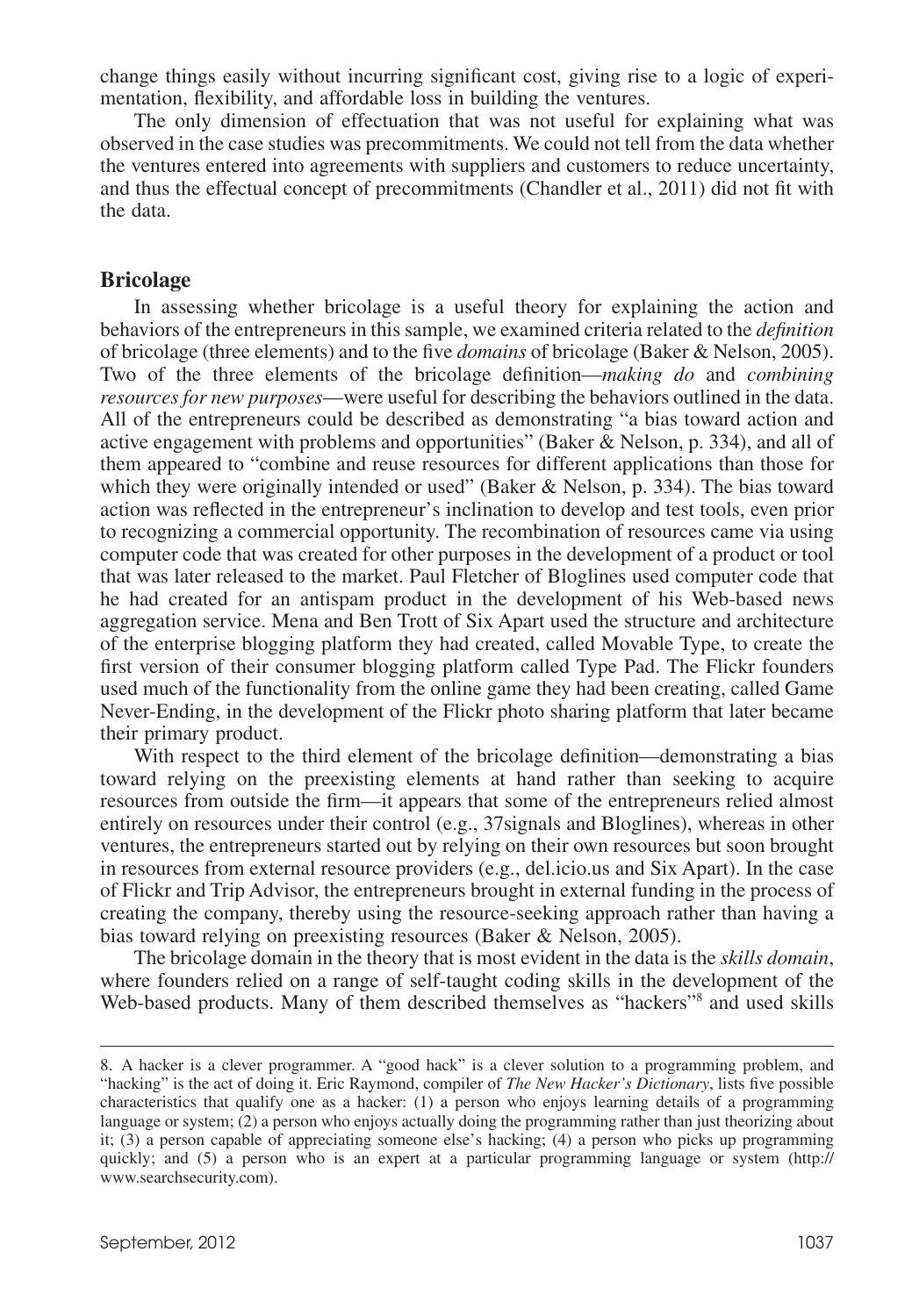change things easily without incurring significant cost, giving rise to a logic of experimentation, flexibility, and affordable loss in building the ventures.

The only dimension of effectuation that was not useful for explaining what was observed in the case studies was precommitments. We could not tell from the data whether the ventures entered into agreements with suppliers and customers to reduce uncertainty, and thus the effectual concept of precommitments (Chandler et al., 2011) did not fit with the data.

## Bricolage

In assessing whether bricolage is a useful theory for explaining the action and behaviors of the entrepreneurs in this sample, we examined criteria related to the *definition* of bricolage (three elements) and to the five *domains* of bricolage (Baker & Nelson, 2005). Two of the three elements of the bricolage definition—*making do* and *combining resources for new purposes*—were useful for describing the behaviors outlined in the data. All of the entrepreneurs could be described as demonstrating "a bias toward action and active engagement with problems and opportunities" (Baker & Nelson, p. 334), and all of them appeared to "combine and reuse resources for different applications than those for which they were originally intended or used" (Baker & Nelson, p. 334). The bias toward action was reflected in the entrepreneur's inclination to develop and test tools, even prior to recognizing a commercial opportunity. The recombination of resources came via using computer code that was created for other purposes in the development of a product or tool that was later released to the market. Paul Fletcher of Bloglines used computer code that he had created for an antispam product in the development of his Web-based news aggregation service. Mena and Ben Trott of Six Apart used the structure and architecture of the enterprise blogging platform they had created, called Movable Type, to create the first version of their consumer blogging platform called Type Pad. The Flickr founders used much of the functionality from the online game they had been creating, called Game Never-Ending, in the development of the Flickr photo sharing platform that later became their primary product.

With respect to the third element of the bricolage definition—demonstrating a bias toward relying on the preexisting elements at hand rather than seeking to acquire resources from outside the firm—it appears that some of the entrepreneurs relied almost entirely on resources under their control (e.g., 37signals and Bloglines), whereas in other ventures, the entrepreneurs started out by relying on their own resources but soon brought in resources from external resource providers (e.g., del.icio.us and Six Apart). In the case of Flickr and Trip Advisor, the entrepreneurs brought in external funding in the process of creating the company, thereby using the resource-seeking approach rather than having a bias toward relying on preexisting resources (Baker & Nelson, 2005).

The bricolage domain in the theory that is most evident in the data is the *skills domain*, where founders relied on a range of self-taught coding skills in the development of the Web-based products. Many of them described themselves as "hackers"[8] and used skills

---

8. A hacker is a clever programmer. A "good hack" is a clever solution to a programming problem, and "hacking" is the act of doing it. Eric Raymond, compiler of *The New Hacker's Dictionary*, lists five possible characteristics that qualify one as a hacker: (1) a person who enjoys learning details of a programming language or system; (2) a person who enjoys actually doing the programming rather than just theorizing about it; (3) a person capable of appreciating someone else's hacking; (4) a person who picks up programming quickly; and (5) a person who is an expert at a particular programming language or system (http://www.searchsecurity.com).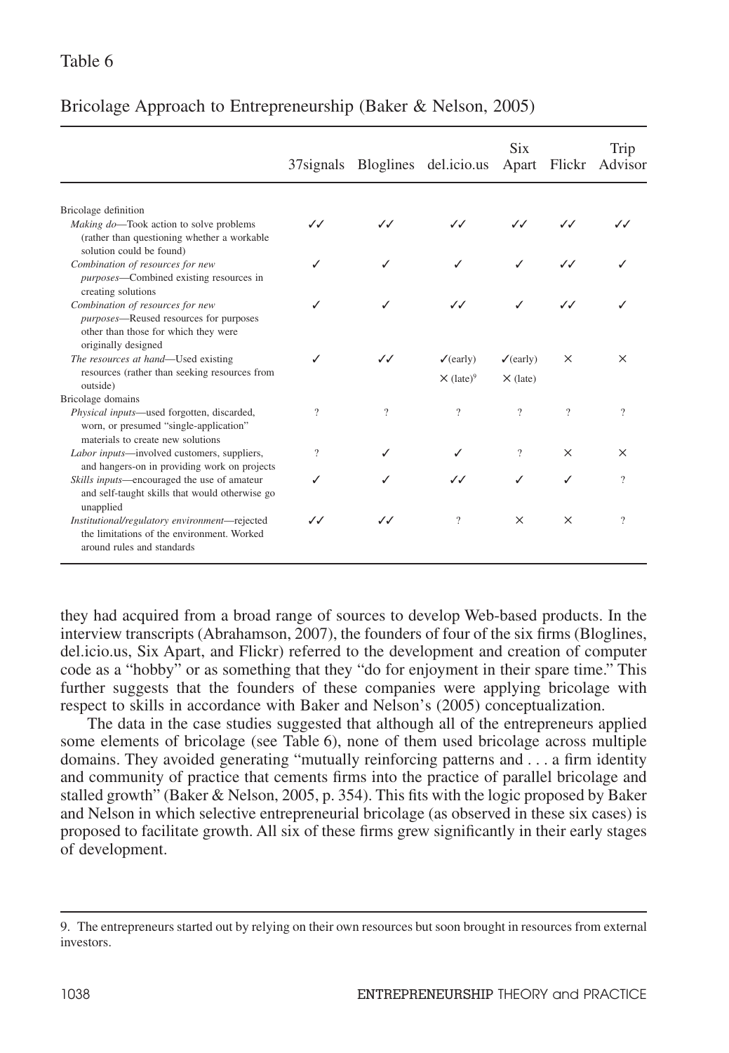Table 6

Bricolage Approach to Entrepreneurship (Baker & Nelson, 2005)

| | 37signals | Bloglines | del.icio.us | Six Apart | Flickr | Trip Advisor |
|---|---|---|---|---|---|---|
| Bricolage definition | | | | | | |
| *Making do*—Took action to solve problems (rather than questioning whether a workable solution could be found) | ✓✓ | ✓✓ | ✓✓ | ✓✓ | ✓✓ | ✓✓ |
| *Combination of resources for new purposes*—Combined existing resources in creating solutions | ✓ | ✓ | ✓ | ✓ | ✓✓ | ✓ |
| *Combination of resources for new purposes*—Reused resources for purposes other than those for which they were originally designed | ✓ | ✓ | ✓✓ | ✓ | ✓✓ | ✓ |
| *The resources at hand*—Used existing resources (rather than seeking resources from outside) | ✓ | ✓✓ | ✓(early) ×(late)[9] | ✓(early) × (late) | × | × |
| Bricolage domains | | | | | | |
| *Physical inputs*—used forgotten, discarded, worn, or presumed "single-application" materials to create new solutions | ? | ? | ? | ? | ? | ? |
| *Labor inputs*—involved customers, suppliers, and hangers-on in providing work on projects | ? | ✓ | ✓ | ? | × | × |
| *Skills inputs*—encouraged the use of amateur and self-taught skills that would otherwise go unapplied | ✓ | ✓ | ✓✓ | ✓ | ✓ | ? |
| *Institutional/regulatory environment*—rejected the limitations of the environment. Worked around rules and standards | ✓✓ | ✓✓ | ? | × | × | ? |

they had acquired from a broad range of sources to develop Web-based products. In the interview transcripts (Abrahamson, 2007), the founders of four of the six firms (Bloglines, del.icio.us, Six Apart, and Flickr) referred to the development and creation of computer code as a "hobby" or as something that they "do for enjoyment in their spare time." This further suggests that the founders of these companies were applying bricolage with respect to skills in accordance with Baker and Nelson's (2005) conceptualization.

The data in the case studies suggested that although all of the entrepreneurs applied some elements of bricolage (see Table 6), none of them used bricolage across multiple domains. They avoided generating "mutually reinforcing patterns and . . . a firm identity and community of practice that cements firms into the practice of parallel bricolage and stalled growth" (Baker & Nelson, 2005, p. 354). This fits with the logic proposed by Baker and Nelson in which selective entrepreneurial bricolage (as observed in these six cases) is proposed to facilitate growth. All six of these firms grew significantly in their early stages of development.

---

9. The entrepreneurs started out by relying on their own resources but soon brought in resources from external investors.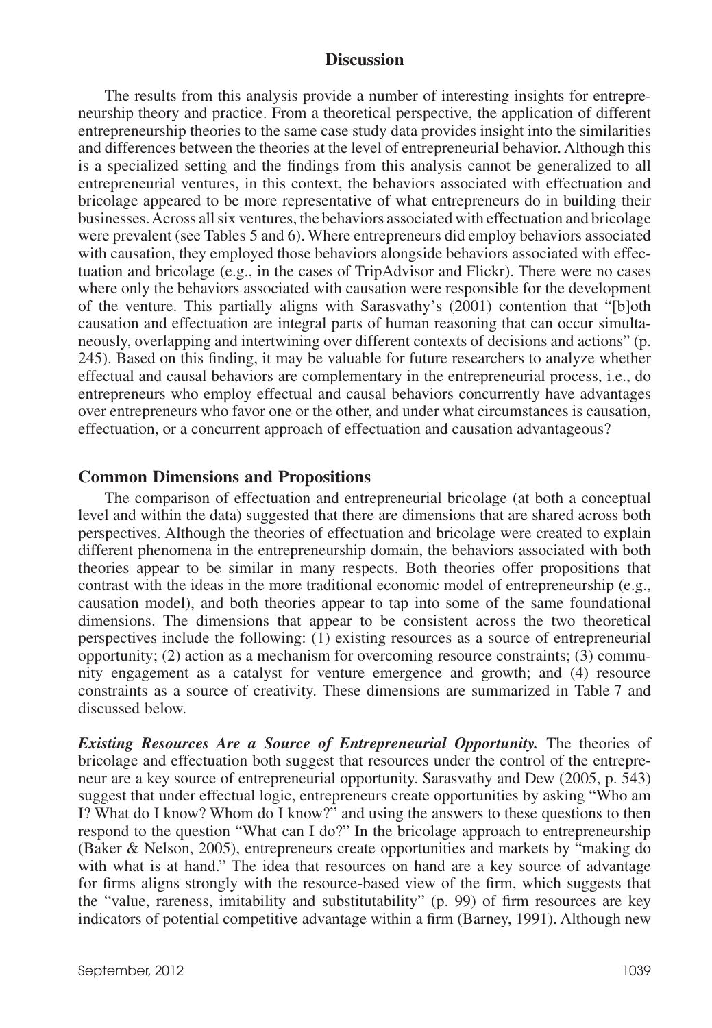## Discussion

The results from this analysis provide a number of interesting insights for entrepreneurship theory and practice. From a theoretical perspective, the application of different entrepreneurship theories to the same case study data provides insight into the similarities and differences between the theories at the level of entrepreneurial behavior. Although this is a specialized setting and the findings from this analysis cannot be generalized to all entrepreneurial ventures, in this context, the behaviors associated with effectuation and bricolage appeared to be more representative of what entrepreneurs do in building their businesses. Across all six ventures, the behaviors associated with effectuation and bricolage were prevalent (see Tables 5 and 6). Where entrepreneurs did employ behaviors associated with causation, they employed those behaviors alongside behaviors associated with effectuation and bricolage (e.g., in the cases of TripAdvisor and Flickr). There were no cases where only the behaviors associated with causation were responsible for the development of the venture. This partially aligns with Sarasvathy's (2001) contention that "[b]oth causation and effectuation are integral parts of human reasoning that can occur simultaneously, overlapping and intertwining over different contexts of decisions and actions" (p. 245). Based on this finding, it may be valuable for future researchers to analyze whether effectual and causal behaviors are complementary in the entrepreneurial process, i.e., do entrepreneurs who employ effectual and causal behaviors concurrently have advantages over entrepreneurs who favor one or the other, and under what circumstances is causation, effectuation, or a concurrent approach of effectuation and causation advantageous?

### Common Dimensions and Propositions

The comparison of effectuation and entrepreneurial bricolage (at both a conceptual level and within the data) suggested that there are dimensions that are shared across both perspectives. Although the theories of effectuation and bricolage were created to explain different phenomena in the entrepreneurship domain, the behaviors associated with both theories appear to be similar in many respects. Both theories offer propositions that contrast with the ideas in the more traditional economic model of entrepreneurship (e.g., causation model), and both theories appear to tap into some of the same foundational dimensions. The dimensions that appear to be consistent across the two theoretical perspectives include the following: (1) existing resources as a source of entrepreneurial opportunity; (2) action as a mechanism for overcoming resource constraints; (3) community engagement as a catalyst for venture emergence and growth; and (4) resource constraints as a source of creativity. These dimensions are summarized in Table 7 and discussed below.

***Existing Resources Are a Source of Entrepreneurial Opportunity.*** The theories of bricolage and effectuation both suggest that resources under the control of the entrepreneur are a key source of entrepreneurial opportunity. Sarasvathy and Dew (2005, p. 543) suggest that under effectual logic, entrepreneurs create opportunities by asking "Who am I? What do I know? Whom do I know?" and using the answers to these questions to then respond to the question "What can I do?" In the bricolage approach to entrepreneurship (Baker & Nelson, 2005), entrepreneurs create opportunities and markets by "making do with what is at hand." The idea that resources on hand are a key source of advantage for firms aligns strongly with the resource-based view of the firm, which suggests that the "value, rareness, imitability and substitutability" (p. 99) of firm resources are key indicators of potential competitive advantage within a firm (Barney, 1991). Although new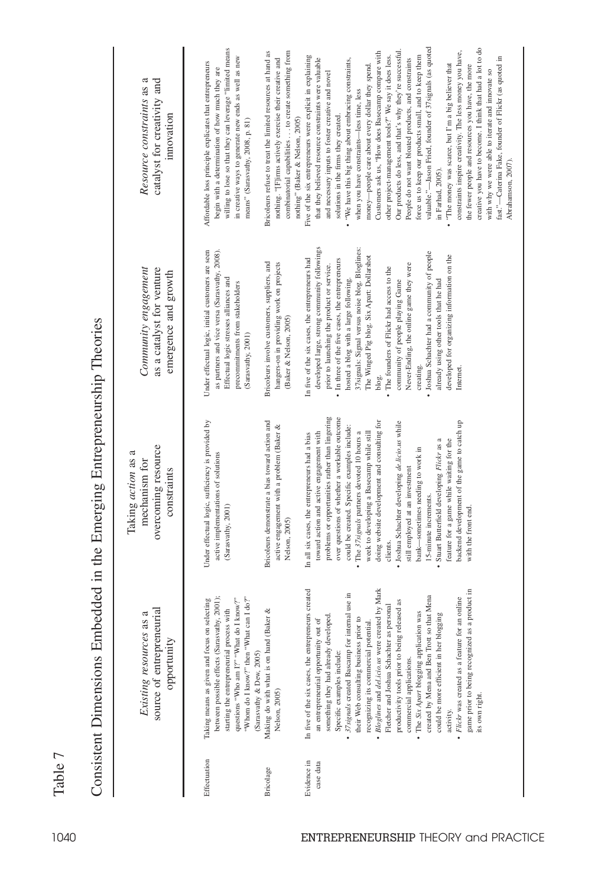Table 7

Consistent Dimensions Embedded in the Emerging Entrepreneurship Theories

| | *Existing resources* as a source of entrepreneurial opportunity | Taking *action* as a mechanism for overcoming resource constraints | *Community engagement* as a catalyst for venture emergence and growth | *Resource constraints* as a catalyst for creativity and innovation |
|---|---|---|---|---|
| Effectuation | Taking means as given and focus on selecting between possible effects (Sarasvathy, 2001); starting the entrepreneurial process with questions "Who am I?" "What do I know?" "Whom do I know?" then "What can I do?" (Sarasvathy & Dew, 2005) | Under effectual logic, sufficiency is provided by active implementations of solutions (Sarasvathy, 2001) | Under effectual logic, initial customers are seen as partners and vice versa (Sarasvathy, 2008). Effectual logic stresses alliances and precommitments from stakeholders (Sarasvathy, 2001) | Affordable loss principle explicates that entrepreneurs begin with a determination of how much they are willing to lose so that they can leverage "limited means in creative ways to generate new ends as well as new means" (Sarasvathy, 2008, p. 81) |
| Bricolage | Making do with what is on hand (Baker & Nelson, 2005) | Bricoleurs demonstrate a bias toward action and active engagement with a problem (Baker & Nelson, 2005) | Bricoleurs involve customers, suppliers, and hangers-on in providing work on projects (Baker & Nelson, 2005) | Bricoleurs refuse to treat the limited resources at hand as nothing. "[F]irms actively exercise their creative and combinatorial capabilities . . . to create something from nothing" (Baker & Nelson, 2005) |
| Evidence in case data | In five of the six cases, the entrepreneurs created an entrepreneurial opportunity out of something they had already developed. Specific examples include: • *37signals* created Basecamp for internal use in their Web consulting business prior to recognizing its commercial potential. • *Bloglines* and *del.icio.us* were created by Mark Fletcher and Joshua Schachter as personal productivity tools prior to being released as commercial applications. • The *Six Apart* blogging application was created by Mena and Ben Trott so that Mena could be more efficient in her blogging activity. • *Flickr* was created as a feature for an online game prior to being recognized as a product in its own right. | In all six cases, the entrepreneurs had a bias toward action and active engagement with problems or opportunities rather than lingering over questions of whether a workable outcome could be created. Specific examples include: • The *37signals* partners devoted 10 hours a week to developing a Basecamp while still doing website development and consulting for clients. • Joshua Schachter developing *del.icio.us* while still employed at an investment bank—sometimes needing to work in 15-minute increments. • Stuart Butterfield developing *Flickr* as a feature for a game while waiting for the backend development of the game to catch up with the front end. | In five of the six cases, the entrepreneurs had developed large, strong community followings prior to launching the product or service. • In three of the five cases, the entrepreneurs hosted a blog with a large following. 37signals: Signal versus noise blog. Bloglines: The Winged Pig blog. Six Apart: Dollarshot blog. • The founders of Flickr had access to the community of people playing Game Never-Ending, the online game they were creating. • Joshua Schachter had a community of people already using other tools that he had developed for organizing information on the Internet. | Five of the six entrepreneurs were explicit in explaining that they believed resource constraints were valuable and necessary inputs to foster creative and novel solutions in the firms they created. • "We have this big thing about embracing constraints, when you have constraints—less time, less money—people care about every dollar they spend. Customers ask us, "How does Basecamp compare with other project-management tools?" We say it does less. Our products do less, and that's why they're successful. People do not want bloated products, and constraints force us to keep our products small, and to keep them valuable."—Jason Fried, founder of 37signals (as quoted in Farhad, 2005). • "The money was scarce, but I'm a big believer that constraints inspire creativity. The less money you have, the fewer people and resources you have, the more creative you have to become. I think that had a lot to do with why we were able to iterate and innovate so fast."—Caterina Fake, founder of Flickr (as quoted in Abrahamson, 2007). |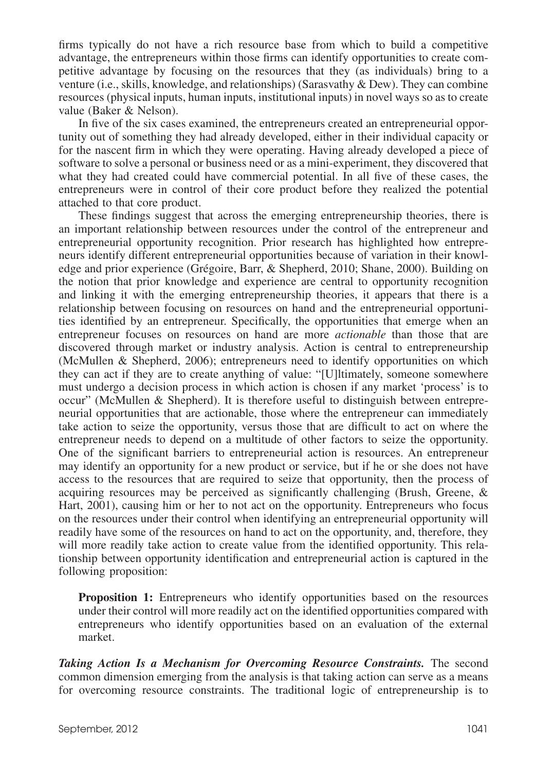firms typically do not have a rich resource base from which to build a competitive advantage, the entrepreneurs within those firms can identify opportunities to create competitive advantage by focusing on the resources that they (as individuals) bring to a venture (i.e., skills, knowledge, and relationships) (Sarasvathy & Dew). They can combine resources (physical inputs, human inputs, institutional inputs) in novel ways so as to create value (Baker & Nelson).

In five of the six cases examined, the entrepreneurs created an entrepreneurial opportunity out of something they had already developed, either in their individual capacity or for the nascent firm in which they were operating. Having already developed a piece of software to solve a personal or business need or as a mini-experiment, they discovered that what they had created could have commercial potential. In all five of these cases, the entrepreneurs were in control of their core product before they realized the potential attached to that core product.

These findings suggest that across the emerging entrepreneurship theories, there is an important relationship between resources under the control of the entrepreneur and entrepreneurial opportunity recognition. Prior research has highlighted how entrepreneurs identify different entrepreneurial opportunities because of variation in their knowledge and prior experience (Grégoire, Barr, & Shepherd, 2010; Shane, 2000). Building on the notion that prior knowledge and experience are central to opportunity recognition and linking it with the emerging entrepreneurship theories, it appears that there is a relationship between focusing on resources on hand and the entrepreneurial opportunities identified by an entrepreneur. Specifically, the opportunities that emerge when an entrepreneur focuses on resources on hand are more *actionable* than those that are discovered through market or industry analysis. Action is central to entrepreneurship (McMullen & Shepherd, 2006); entrepreneurs need to identify opportunities on which they can act if they are to create anything of value: "[U]ltimately, someone somewhere must undergo a decision process in which action is chosen if any market 'process' is to occur" (McMullen & Shepherd). It is therefore useful to distinguish between entrepreneurial opportunities that are actionable, those where the entrepreneur can immediately take action to seize the opportunity, versus those that are difficult to act on where the entrepreneur needs to depend on a multitude of other factors to seize the opportunity. One of the significant barriers to entrepreneurial action is resources. An entrepreneur may identify an opportunity for a new product or service, but if he or she does not have access to the resources that are required to seize that opportunity, then the process of acquiring resources may be perceived as significantly challenging (Brush, Greene, & Hart, 2001), causing him or her to not act on the opportunity. Entrepreneurs who focus on the resources under their control when identifying an entrepreneurial opportunity will readily have some of the resources on hand to act on the opportunity, and, therefore, they will more readily take action to create value from the identified opportunity. This relationship between opportunity identification and entrepreneurial action is captured in the following proposition:

> **Proposition 1:** Entrepreneurs who identify opportunities based on the resources under their control will more readily act on the identified opportunities compared with entrepreneurs who identify opportunities based on an evaluation of the external market.

***Taking Action Is a Mechanism for Overcoming Resource Constraints.*** The second common dimension emerging from the analysis is that taking action can serve as a means for overcoming resource constraints. The traditional logic of entrepreneurship is to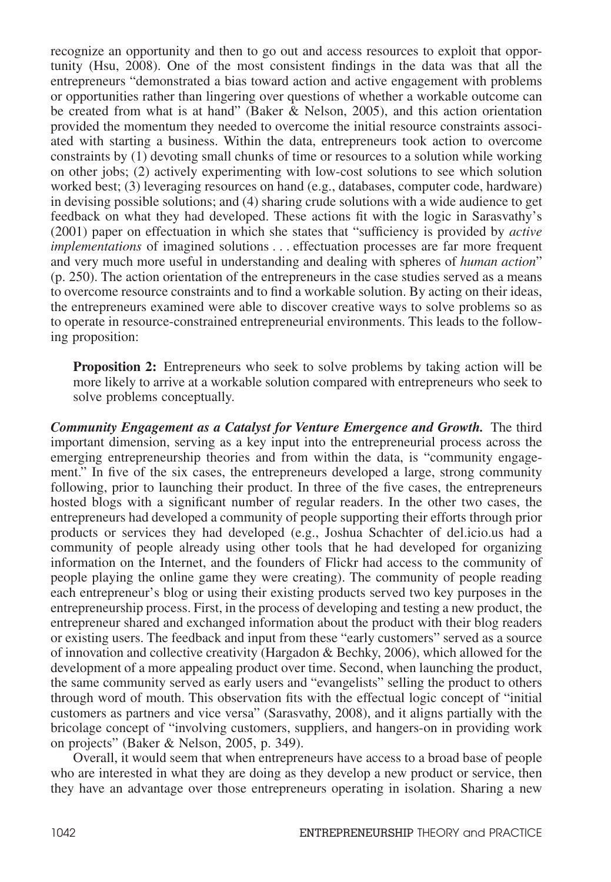recognize an opportunity and then to go out and access resources to exploit that opportunity (Hsu, 2008). One of the most consistent findings in the data was that all the entrepreneurs "demonstrated a bias toward action and active engagement with problems or opportunities rather than lingering over questions of whether a workable outcome can be created from what is at hand" (Baker & Nelson, 2005), and this action orientation provided the momentum they needed to overcome the initial resource constraints associated with starting a business. Within the data, entrepreneurs took action to overcome constraints by (1) devoting small chunks of time or resources to a solution while working on other jobs; (2) actively experimenting with low-cost solutions to see which solution worked best; (3) leveraging resources on hand (e.g., databases, computer code, hardware) in devising possible solutions; and (4) sharing crude solutions with a wide audience to get feedback on what they had developed. These actions fit with the logic in Sarasvathy's (2001) paper on effectuation in which she states that "sufficiency is provided by *active implementations* of imagined solutions . . . effectuation processes are far more frequent and very much more useful in understanding and dealing with spheres of *human action*" (p. 250). The action orientation of the entrepreneurs in the case studies served as a means to overcome resource constraints and to find a workable solution. By acting on their ideas, the entrepreneurs examined were able to discover creative ways to solve problems so as to operate in resource-constrained entrepreneurial environments. This leads to the following proposition:

> **Proposition 2:** Entrepreneurs who seek to solve problems by taking action will be more likely to arrive at a workable solution compared with entrepreneurs who seek to solve problems conceptually.

***Community Engagement as a Catalyst for Venture Emergence and Growth.*** The third important dimension, serving as a key input into the entrepreneurial process across the emerging entrepreneurship theories and from within the data, is "community engagement." In five of the six cases, the entrepreneurs developed a large, strong community following, prior to launching their product. In three of the five cases, the entrepreneurs hosted blogs with a significant number of regular readers. In the other two cases, the entrepreneurs had developed a community of people supporting their efforts through prior products or services they had developed (e.g., Joshua Schachter of del.icio.us had a community of people already using other tools that he had developed for organizing information on the Internet, and the founders of Flickr had access to the community of people playing the online game they were creating). The community of people reading each entrepreneur's blog or using their existing products served two key purposes in the entrepreneurship process. First, in the process of developing and testing a new product, the entrepreneur shared and exchanged information about the product with their blog readers or existing users. The feedback and input from these "early customers" served as a source of innovation and collective creativity (Hargadon & Bechky, 2006), which allowed for the development of a more appealing product over time. Second, when launching the product, the same community served as early users and "evangelists" selling the product to others through word of mouth. This observation fits with the effectual logic concept of "initial customers as partners and vice versa" (Sarasvathy, 2008), and it aligns partially with the bricolage concept of "involving customers, suppliers, and hangers-on in providing work on projects" (Baker & Nelson, 2005, p. 349).

Overall, it would seem that when entrepreneurs have access to a broad base of people who are interested in what they are doing as they develop a new product or service, then they have an advantage over those entrepreneurs operating in isolation. Sharing a new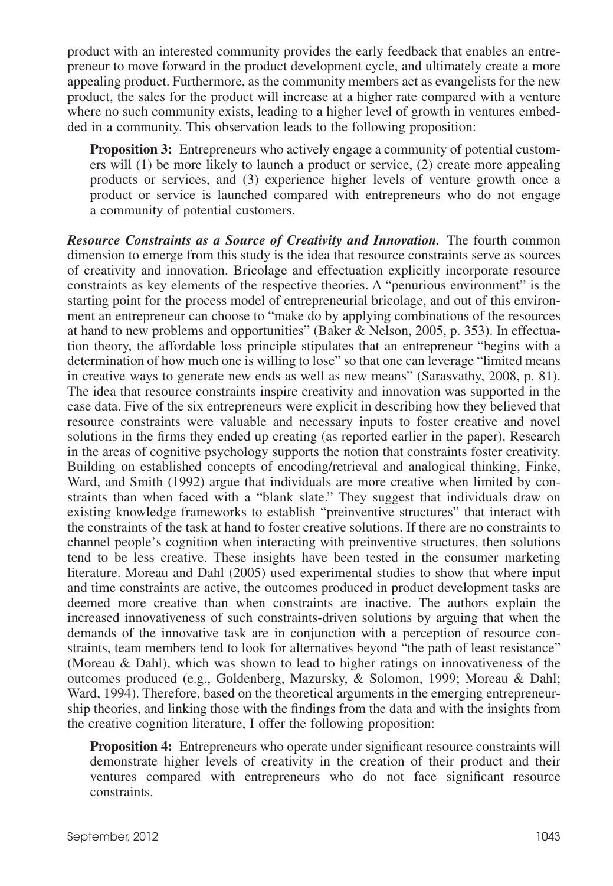product with an interested community provides the early feedback that enables an entrepreneur to move forward in the product development cycle, and ultimately create a more appealing product. Furthermore, as the community members act as evangelists for the new product, the sales for the product will increase at a higher rate compared with a venture where no such community exists, leading to a higher level of growth in ventures embedded in a community. This observation leads to the following proposition:

> **Proposition 3:** Entrepreneurs who actively engage a community of potential customers will (1) be more likely to launch a product or service, (2) create more appealing products or services, and (3) experience higher levels of venture growth once a product or service is launched compared with entrepreneurs who do not engage a community of potential customers.

***Resource Constraints as a Source of Creativity and Innovation.*** The fourth common dimension to emerge from this study is the idea that resource constraints serve as sources of creativity and innovation. Bricolage and effectuation explicitly incorporate resource constraints as key elements of the respective theories. A "penurious environment" is the starting point for the process model of entrepreneurial bricolage, and out of this environment an entrepreneur can choose to "make do by applying combinations of the resources at hand to new problems and opportunities" (Baker & Nelson, 2005, p. 353). In effectuation theory, the affordable loss principle stipulates that an entrepreneur "begins with a determination of how much one is willing to lose" so that one can leverage "limited means in creative ways to generate new ends as well as new means" (Sarasvathy, 2008, p. 81). The idea that resource constraints inspire creativity and innovation was supported in the case data. Five of the six entrepreneurs were explicit in describing how they believed that resource constraints were valuable and necessary inputs to foster creative and novel solutions in the firms they ended up creating (as reported earlier in the paper). Research in the areas of cognitive psychology supports the notion that constraints foster creativity. Building on established concepts of encoding/retrieval and analogical thinking, Finke, Ward, and Smith (1992) argue that individuals are more creative when limited by constraints than when faced with a "blank slate." They suggest that individuals draw on existing knowledge frameworks to establish "preinventive structures" that interact with the constraints of the task at hand to foster creative solutions. If there are no constraints to channel people's cognition when interacting with preinventive structures, then solutions tend to be less creative. These insights have been tested in the consumer marketing literature. Moreau and Dahl (2005) used experimental studies to show that where input and time constraints are active, the outcomes produced in product development tasks are deemed more creative than when constraints are inactive. The authors explain the increased innovativeness of such constraints-driven solutions by arguing that when the demands of the innovative task are in conjunction with a perception of resource constraints, team members tend to look for alternatives beyond "the path of least resistance" (Moreau & Dahl), which was shown to lead to higher ratings on innovativeness of the outcomes produced (e.g., Goldenberg, Mazursky, & Solomon, 1999; Moreau & Dahl; Ward, 1994). Therefore, based on the theoretical arguments in the emerging entrepreneurship theories, and linking those with the findings from the data and with the insights from the creative cognition literature, I offer the following proposition:

> **Proposition 4:** Entrepreneurs who operate under significant resource constraints will demonstrate higher levels of creativity in the creation of their product and their ventures compared with entrepreneurs who do not face significant resource constraints.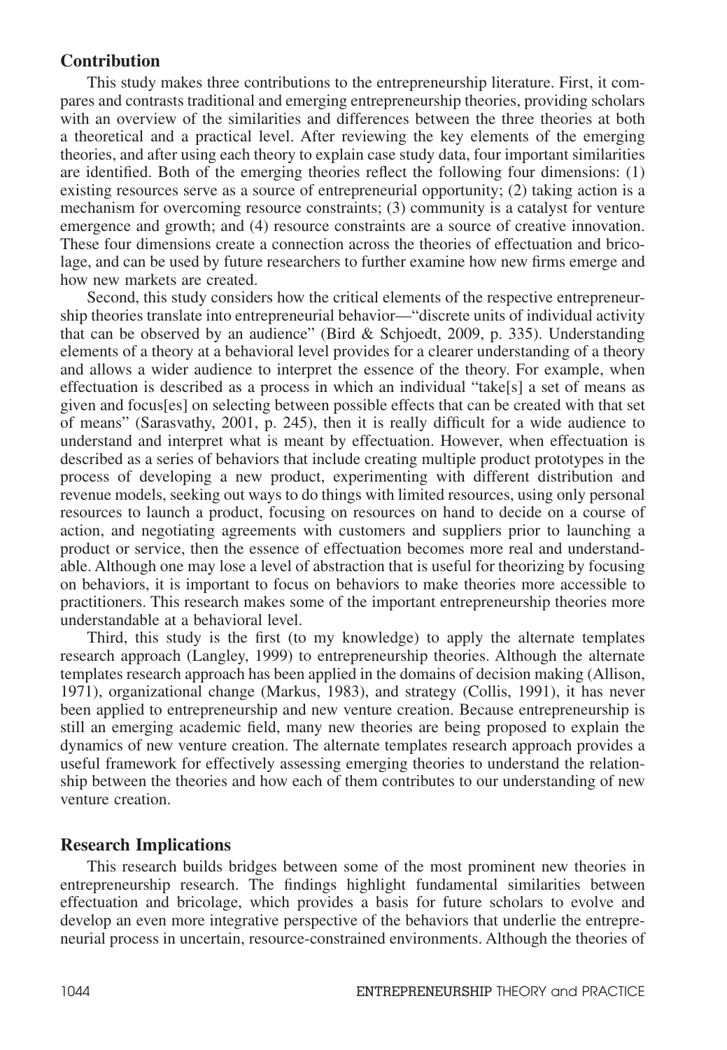## Contribution

This study makes three contributions to the entrepreneurship literature. First, it compares and contrasts traditional and emerging entrepreneurship theories, providing scholars with an overview of the similarities and differences between the three theories at both a theoretical and a practical level. After reviewing the key elements of the emerging theories, and after using each theory to explain case study data, four important similarities are identified. Both of the emerging theories reflect the following four dimensions: (1) existing resources serve as a source of entrepreneurial opportunity; (2) taking action is a mechanism for overcoming resource constraints; (3) community is a catalyst for venture emergence and growth; and (4) resource constraints are a source of creative innovation. These four dimensions create a connection across the theories of effectuation and bricolage, and can be used by future researchers to further examine how new firms emerge and how new markets are created.

Second, this study considers how the critical elements of the respective entrepreneurship theories translate into entrepreneurial behavior—"discrete units of individual activity that can be observed by an audience" (Bird & Schjoedt, 2009, p. 335). Understanding elements of a theory at a behavioral level provides for a clearer understanding of a theory and allows a wider audience to interpret the essence of the theory. For example, when effectuation is described as a process in which an individual "take[s] a set of means as given and focus[es] on selecting between possible effects that can be created with that set of means" (Sarasvathy, 2001, p. 245), then it is really difficult for a wide audience to understand and interpret what is meant by effectuation. However, when effectuation is described as a series of behaviors that include creating multiple product prototypes in the process of developing a new product, experimenting with different distribution and revenue models, seeking out ways to do things with limited resources, using only personal resources to launch a product, focusing on resources on hand to decide on a course of action, and negotiating agreements with customers and suppliers prior to launching a product or service, then the essence of effectuation becomes more real and understandable. Although one may lose a level of abstraction that is useful for theorizing by focusing on behaviors, it is important to focus on behaviors to make theories more accessible to practitioners. This research makes some of the important entrepreneurship theories more understandable at a behavioral level.

Third, this study is the first (to my knowledge) to apply the alternate templates research approach (Langley, 1999) to entrepreneurship theories. Although the alternate templates research approach has been applied in the domains of decision making (Allison, 1971), organizational change (Markus, 1983), and strategy (Collis, 1991), it has never been applied to entrepreneurship and new venture creation. Because entrepreneurship is still an emerging academic field, many new theories are being proposed to explain the dynamics of new venture creation. The alternate templates research approach provides a useful framework for effectively assessing emerging theories to understand the relationship between the theories and how each of them contributes to our understanding of new venture creation.

## Research Implications

This research builds bridges between some of the most prominent new theories in entrepreneurship research. The findings highlight fundamental similarities between effectuation and bricolage, which provides a basis for future scholars to evolve and develop an even more integrative perspective of the behaviors that underlie the entrepreneurial process in uncertain, resource-constrained environments. Although the theories of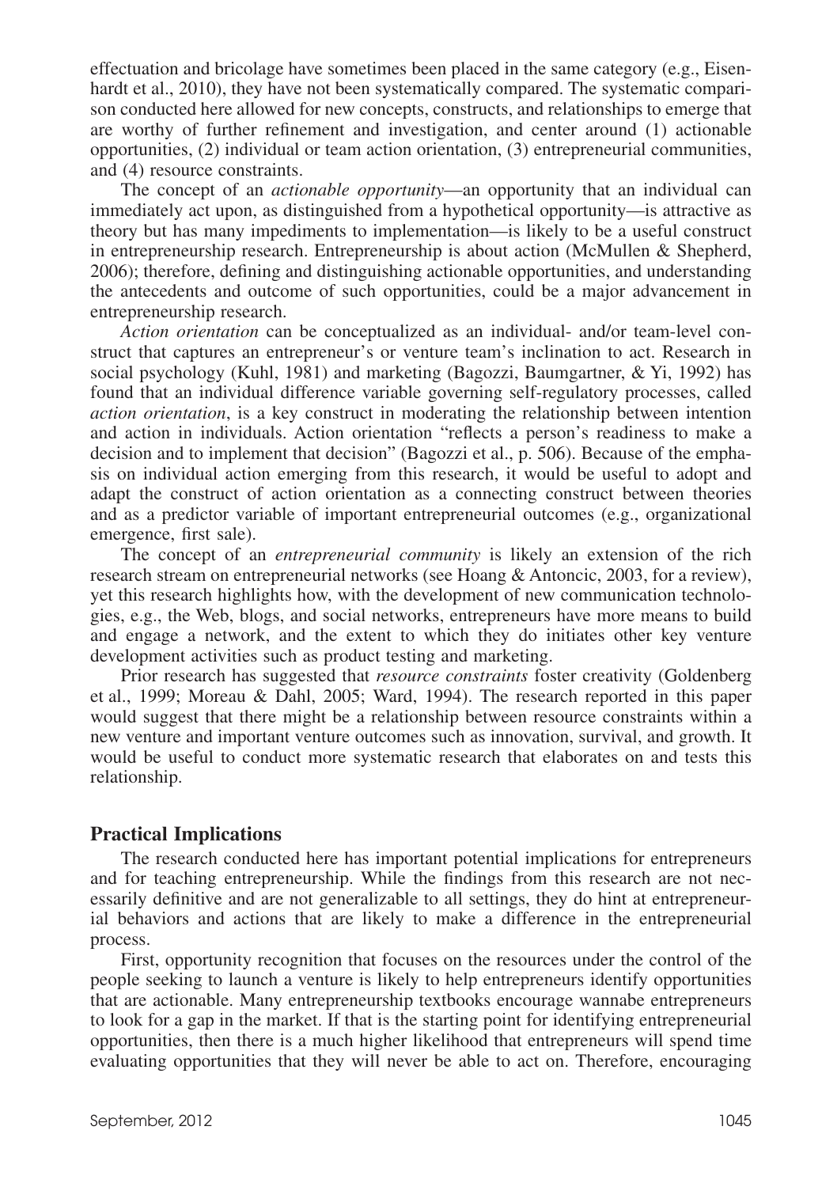effectuation and bricolage have sometimes been placed in the same category (e.g., Eisenhardt et al., 2010), they have not been systematically compared. The systematic comparison conducted here allowed for new concepts, constructs, and relationships to emerge that are worthy of further refinement and investigation, and center around (1) actionable opportunities, (2) individual or team action orientation, (3) entrepreneurial communities, and (4) resource constraints.

The concept of an *actionable opportunity*—an opportunity that an individual can immediately act upon, as distinguished from a hypothetical opportunity—is attractive as theory but has many impediments to implementation—is likely to be a useful construct in entrepreneurship research. Entrepreneurship is about action (McMullen & Shepherd, 2006); therefore, defining and distinguishing actionable opportunities, and understanding the antecedents and outcome of such opportunities, could be a major advancement in entrepreneurship research.

*Action orientation* can be conceptualized as an individual- and/or team-level construct that captures an entrepreneur's or venture team's inclination to act. Research in social psychology (Kuhl, 1981) and marketing (Bagozzi, Baumgartner, & Yi, 1992) has found that an individual difference variable governing self-regulatory processes, called *action orientation*, is a key construct in moderating the relationship between intention and action in individuals. Action orientation "reflects a person's readiness to make a decision and to implement that decision" (Bagozzi et al., p. 506). Because of the emphasis on individual action emerging from this research, it would be useful to adopt and adapt the construct of action orientation as a connecting construct between theories and as a predictor variable of important entrepreneurial outcomes (e.g., organizational emergence, first sale).

The concept of an *entrepreneurial community* is likely an extension of the rich research stream on entrepreneurial networks (see Hoang & Antoncic, 2003, for a review), yet this research highlights how, with the development of new communication technologies, e.g., the Web, blogs, and social networks, entrepreneurs have more means to build and engage a network, and the extent to which they do initiates other key venture development activities such as product testing and marketing.

Prior research has suggested that *resource constraints* foster creativity (Goldenberg et al., 1999; Moreau & Dahl, 2005; Ward, 1994). The research reported in this paper would suggest that there might be a relationship between resource constraints within a new venture and important venture outcomes such as innovation, survival, and growth. It would be useful to conduct more systematic research that elaborates on and tests this relationship.

## Practical Implications

The research conducted here has important potential implications for entrepreneurs and for teaching entrepreneurship. While the findings from this research are not necessarily definitive and are not generalizable to all settings, they do hint at entrepreneurial behaviors and actions that are likely to make a difference in the entrepreneurial process.

First, opportunity recognition that focuses on the resources under the control of the people seeking to launch a venture is likely to help entrepreneurs identify opportunities that are actionable. Many entrepreneurship textbooks encourage wannabe entrepreneurs to look for a gap in the market. If that is the starting point for identifying entrepreneurial opportunities, then there is a much higher likelihood that entrepreneurs will spend time evaluating opportunities that they will never be able to act on. Therefore, encouraging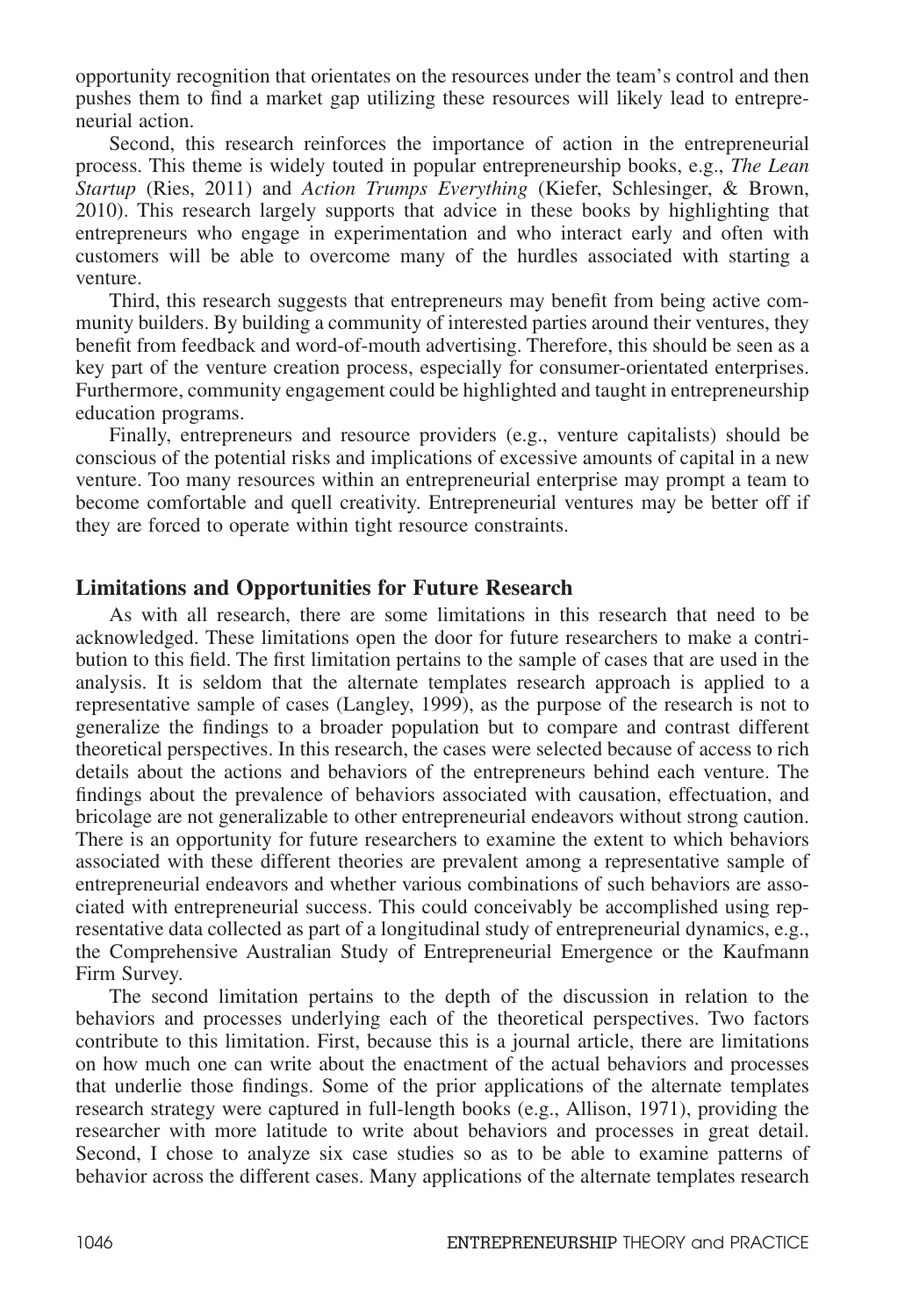opportunity recognition that orientates on the resources under the team's control and then pushes them to find a market gap utilizing these resources will likely lead to entrepreneurial action.

Second, this research reinforces the importance of action in the entrepreneurial process. This theme is widely touted in popular entrepreneurship books, e.g., *The Lean Startup* (Ries, 2011) and *Action Trumps Everything* (Kiefer, Schlesinger, & Brown, 2010). This research largely supports that advice in these books by highlighting that entrepreneurs who engage in experimentation and who interact early and often with customers will be able to overcome many of the hurdles associated with starting a venture.

Third, this research suggests that entrepreneurs may benefit from being active community builders. By building a community of interested parties around their ventures, they benefit from feedback and word-of-mouth advertising. Therefore, this should be seen as a key part of the venture creation process, especially for consumer-orientated enterprises. Furthermore, community engagement could be highlighted and taught in entrepreneurship education programs.

Finally, entrepreneurs and resource providers (e.g., venture capitalists) should be conscious of the potential risks and implications of excessive amounts of capital in a new venture. Too many resources within an entrepreneurial enterprise may prompt a team to become comfortable and quell creativity. Entrepreneurial ventures may be better off if they are forced to operate within tight resource constraints.

## Limitations and Opportunities for Future Research

As with all research, there are some limitations in this research that need to be acknowledged. These limitations open the door for future researchers to make a contribution to this field. The first limitation pertains to the sample of cases that are used in the analysis. It is seldom that the alternate templates research approach is applied to a representative sample of cases (Langley, 1999), as the purpose of the research is not to generalize the findings to a broader population but to compare and contrast different theoretical perspectives. In this research, the cases were selected because of access to rich details about the actions and behaviors of the entrepreneurs behind each venture. The findings about the prevalence of behaviors associated with causation, effectuation, and bricolage are not generalizable to other entrepreneurial endeavors without strong caution. There is an opportunity for future researchers to examine the extent to which behaviors associated with these different theories are prevalent among a representative sample of entrepreneurial endeavors and whether various combinations of such behaviors are associated with entrepreneurial success. This could conceivably be accomplished using representative data collected as part of a longitudinal study of entrepreneurial dynamics, e.g., the Comprehensive Australian Study of Entrepreneurial Emergence or the Kaufmann Firm Survey.

The second limitation pertains to the depth of the discussion in relation to the behaviors and processes underlying each of the theoretical perspectives. Two factors contribute to this limitation. First, because this is a journal article, there are limitations on how much one can write about the enactment of the actual behaviors and processes that underlie those findings. Some of the prior applications of the alternate templates research strategy were captured in full-length books (e.g., Allison, 1971), providing the researcher with more latitude to write about behaviors and processes in great detail. Second, I chose to analyze six case studies so as to be able to examine patterns of behavior across the different cases. Many applications of the alternate templates research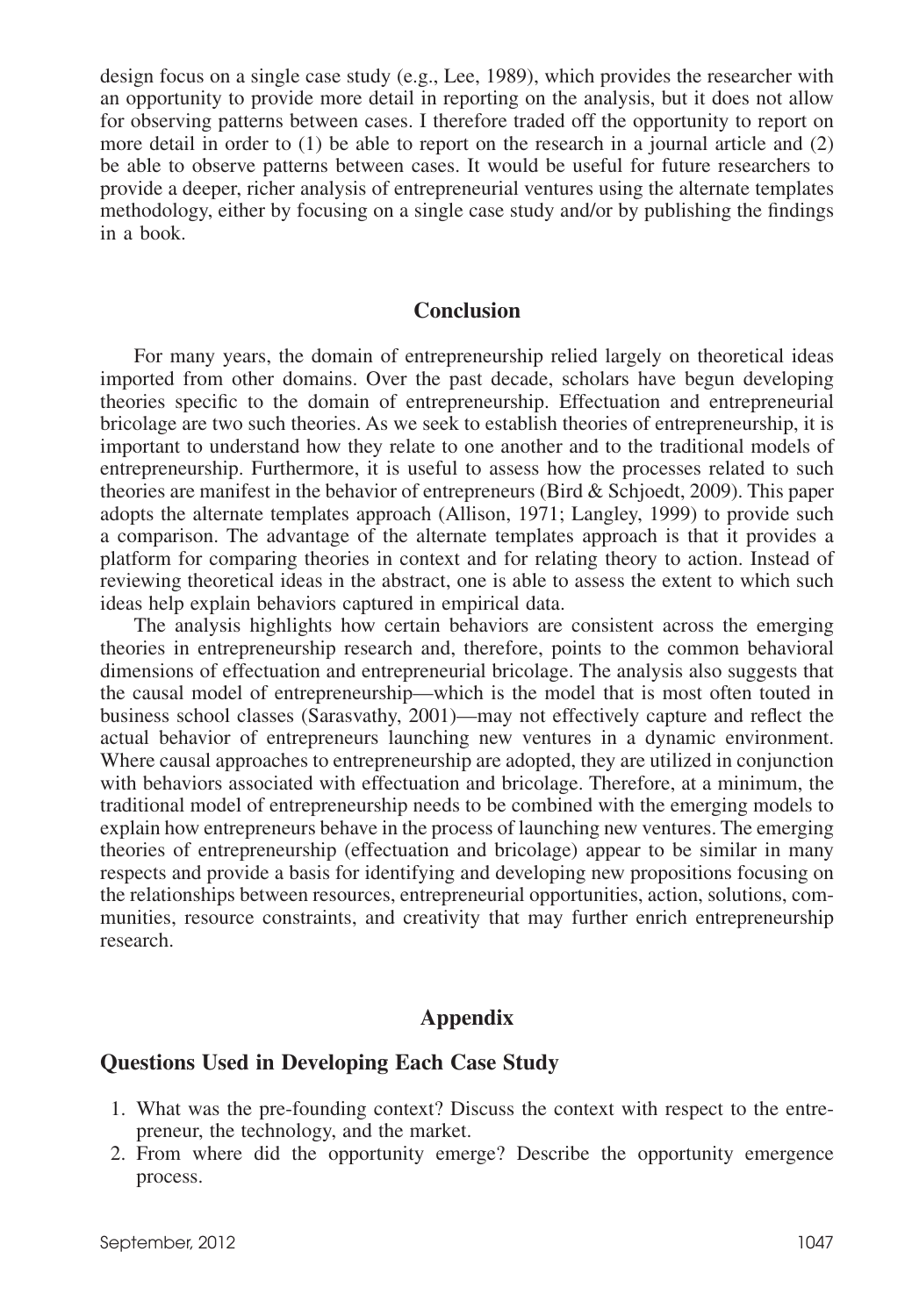design focus on a single case study (e.g., Lee, 1989), which provides the researcher with an opportunity to provide more detail in reporting on the analysis, but it does not allow for observing patterns between cases. I therefore traded off the opportunity to report on more detail in order to (1) be able to report on the research in a journal article and (2) be able to observe patterns between cases. It would be useful for future researchers to provide a deeper, richer analysis of entrepreneurial ventures using the alternate templates methodology, either by focusing on a single case study and/or by publishing the findings in a book.

## Conclusion

For many years, the domain of entrepreneurship relied largely on theoretical ideas imported from other domains. Over the past decade, scholars have begun developing theories specific to the domain of entrepreneurship. Effectuation and entrepreneurial bricolage are two such theories. As we seek to establish theories of entrepreneurship, it is important to understand how they relate to one another and to the traditional models of entrepreneurship. Furthermore, it is useful to assess how the processes related to such theories are manifest in the behavior of entrepreneurs (Bird & Schjoedt, 2009). This paper adopts the alternate templates approach (Allison, 1971; Langley, 1999) to provide such a comparison. The advantage of the alternate templates approach is that it provides a platform for comparing theories in context and for relating theory to action. Instead of reviewing theoretical ideas in the abstract, one is able to assess the extent to which such ideas help explain behaviors captured in empirical data.

The analysis highlights how certain behaviors are consistent across the emerging theories in entrepreneurship research and, therefore, points to the common behavioral dimensions of effectuation and entrepreneurial bricolage. The analysis also suggests that the causal model of entrepreneurship—which is the model that is most often touted in business school classes (Sarasvathy, 2001)—may not effectively capture and reflect the actual behavior of entrepreneurs launching new ventures in a dynamic environment. Where causal approaches to entrepreneurship are adopted, they are utilized in conjunction with behaviors associated with effectuation and bricolage. Therefore, at a minimum, the traditional model of entrepreneurship needs to be combined with the emerging models to explain how entrepreneurs behave in the process of launching new ventures. The emerging theories of entrepreneurship (effectuation and bricolage) appear to be similar in many respects and provide a basis for identifying and developing new propositions focusing on the relationships between resources, entrepreneurial opportunities, action, solutions, communities, resource constraints, and creativity that may further enrich entrepreneurship research.

## Appendix

### Questions Used in Developing Each Case Study

1. What was the pre-founding context? Discuss the context with respect to the entrepreneur, the technology, and the market.
2. From where did the opportunity emerge? Describe the opportunity emergence process.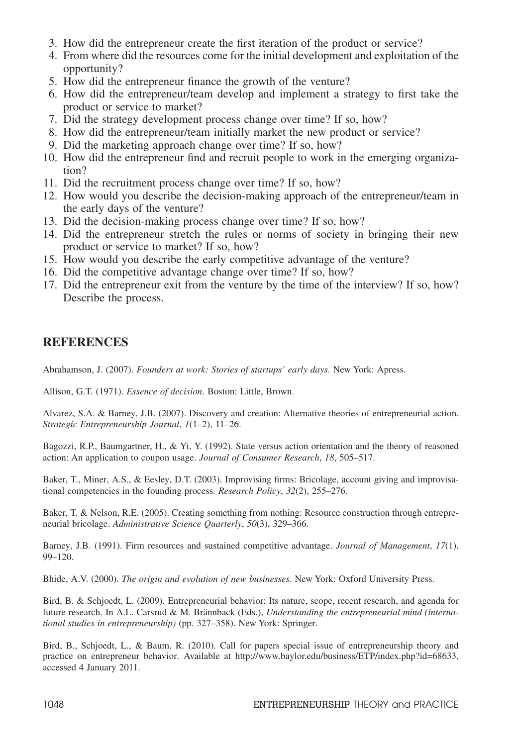3. How did the entrepreneur create the first iteration of the product or service?
4. From where did the resources come for the initial development and exploitation of the opportunity?
5. How did the entrepreneur finance the growth of the venture?
6. How did the entrepreneur/team develop and implement a strategy to first take the product or service to market?
7. Did the strategy development process change over time? If so, how?
8. How did the entrepreneur/team initially market the new product or service?
9. Did the marketing approach change over time? If so, how?
10. How did the entrepreneur find and recruit people to work in the emerging organization?
11. Did the recruitment process change over time? If so, how?
12. How would you describe the decision-making approach of the entrepreneur/team in the early days of the venture?
13. Did the decision-making process change over time? If so, how?
14. Did the entrepreneur stretch the rules or norms of society in bringing their new product or service to market? If so, how?
15. How would you describe the early competitive advantage of the venture?
16. Did the competitive advantage change over time? If so, how?
17. Did the entrepreneur exit from the venture by the time of the interview? If so, how? Describe the process.

## REFERENCES

Abrahamson, J. (2007). *Founders at work: Stories of startups' early days*. New York: Apress.

Allison, G.T. (1971). *Essence of decision*. Boston: Little, Brown.

Alvarez, S.A. & Barney, J.B. (2007). Discovery and creation: Alternative theories of entrepreneurial action. *Strategic Entrepreneurship Journal*, *1*(1–2), 11–26.

Bagozzi, R.P., Baumgartner, H., & Yi, Y. (1992). State versus action orientation and the theory of reasoned action: An application to coupon usage. *Journal of Consumer Research*, *18*, 505–517.

Baker, T., Miner, A.S., & Eesley, D.T. (2003). Improvising firms: Bricolage, account giving and improvisational competencies in the founding process. *Research Policy*, *32*(2), 255–276.

Baker, T. & Nelson, R.E. (2005). Creating something from nothing: Resource construction through entrepreneurial bricolage. *Administrative Science Quarterly*, *50*(3), 329–366.

Barney, J.B. (1991). Firm resources and sustained competitive advantage. *Journal of Management*, *17*(1), 99–120.

Bhide, A.V. (2000). *The origin and evolution of new businesses*. New York: Oxford University Press.

Bird, B. & Schjoedt, L. (2009). Entrepreneurial behavior: Its nature, scope, recent research, and agenda for future research. In A.L. Carsrud & M. Brännback (Eds.), *Understanding the entrepreneurial mind (international studies in entrepreneurship)* (pp. 327–358). New York: Springer.

Bird, B., Schjoedt, L., & Baum, R. (2010). Call for papers special issue of entrepreneurship theory and practice on entrepreneur behavior. Available at http://www.baylor.edu/business/ETP/index.php?id=68633, accessed 4 January 2011.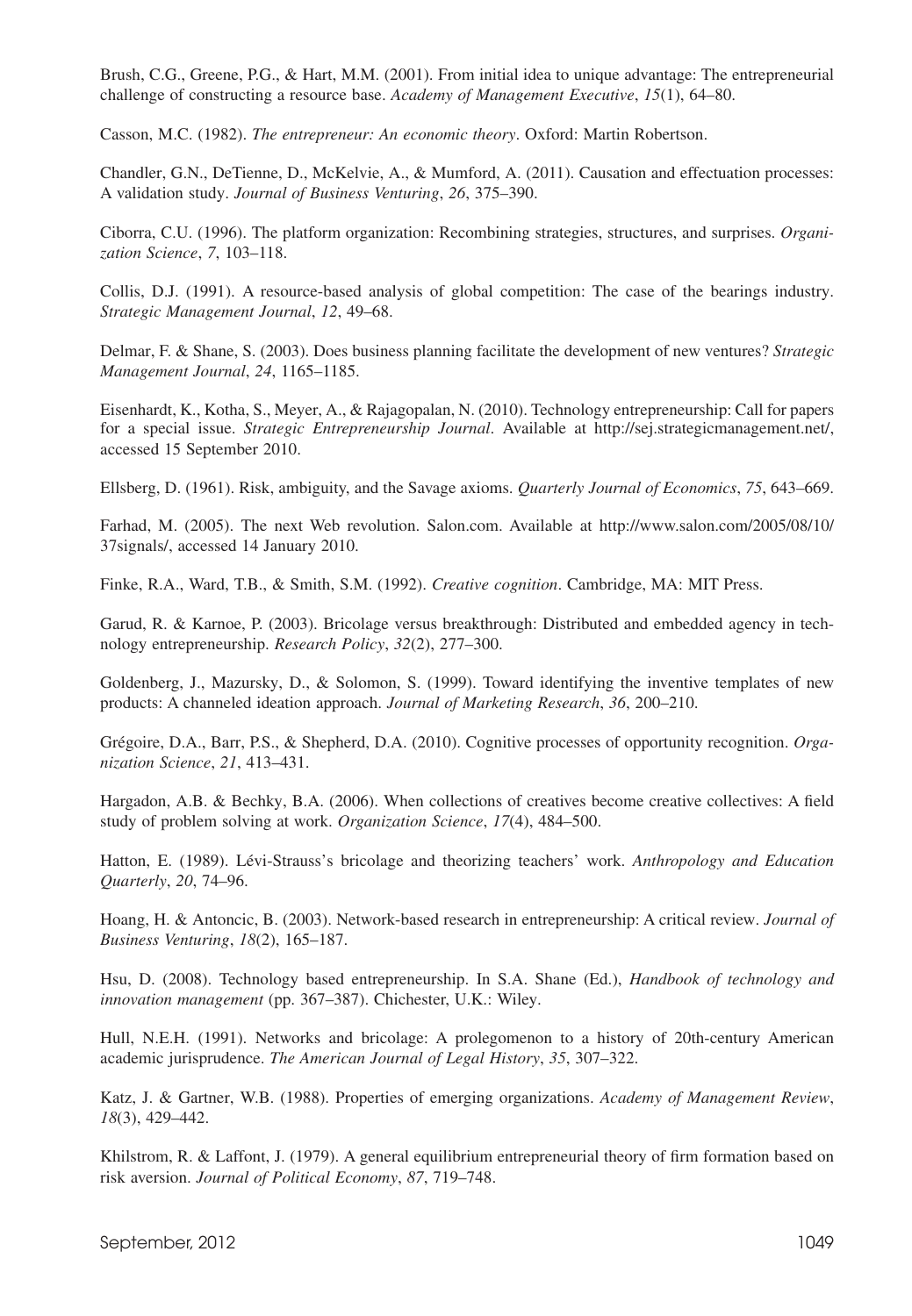Brush, C.G., Greene, P.G., & Hart, M.M. (2001). From initial idea to unique advantage: The entrepreneurial challenge of constructing a resource base. *Academy of Management Executive*, *15*(1), 64–80.

Casson, M.C. (1982). *The entrepreneur: An economic theory*. Oxford: Martin Robertson.

Chandler, G.N., DeTienne, D., McKelvie, A., & Mumford, A. (2011). Causation and effectuation processes: A validation study. *Journal of Business Venturing*, *26*, 375–390.

Ciborra, C.U. (1996). The platform organization: Recombining strategies, structures, and surprises. *Organization Science*, *7*, 103–118.

Collis, D.J. (1991). A resource-based analysis of global competition: The case of the bearings industry. *Strategic Management Journal*, *12*, 49–68.

Delmar, F. & Shane, S. (2003). Does business planning facilitate the development of new ventures? *Strategic Management Journal*, *24*, 1165–1185.

Eisenhardt, K., Kotha, S., Meyer, A., & Rajagopalan, N. (2010). Technology entrepreneurship: Call for papers for a special issue. *Strategic Entrepreneurship Journal*. Available at http://sej.strategicmanagement.net/, accessed 15 September 2010.

Ellsberg, D. (1961). Risk, ambiguity, and the Savage axioms. *Quarterly Journal of Economics*, *75*, 643–669.

Farhad, M. (2005). The next Web revolution. Salon.com. Available at http://www.salon.com/2005/08/10/37signals/, accessed 14 January 2010.

Finke, R.A., Ward, T.B., & Smith, S.M. (1992). *Creative cognition*. Cambridge, MA: MIT Press.

Garud, R. & Karnoe, P. (2003). Bricolage versus breakthrough: Distributed and embedded agency in technology entrepreneurship. *Research Policy*, *32*(2), 277–300.

Goldenberg, J., Mazursky, D., & Solomon, S. (1999). Toward identifying the inventive templates of new products: A channeled ideation approach. *Journal of Marketing Research*, *36*, 200–210.

Grégoire, D.A., Barr, P.S., & Shepherd, D.A. (2010). Cognitive processes of opportunity recognition. *Organization Science*, *21*, 413–431.

Hargadon, A.B. & Bechky, B.A. (2006). When collections of creatives become creative collectives: A field study of problem solving at work. *Organization Science*, *17*(4), 484–500.

Hatton, E. (1989). Lévi-Strauss's bricolage and theorizing teachers' work. *Anthropology and Education Quarterly*, *20*, 74–96.

Hoang, H. & Antoncic, B. (2003). Network-based research in entrepreneurship: A critical review. *Journal of Business Venturing*, *18*(2), 165–187.

Hsu, D. (2008). Technology based entrepreneurship. In S.A. Shane (Ed.), *Handbook of technology and innovation management* (pp. 367–387). Chichester, U.K.: Wiley.

Hull, N.E.H. (1991). Networks and bricolage: A prolegomenon to a history of 20th-century American academic jurisprudence. *The American Journal of Legal History*, *35*, 307–322.

Katz, J. & Gartner, W.B. (1988). Properties of emerging organizations. *Academy of Management Review*, *18*(3), 429–442.

Khilstrom, R. & Laffont, J. (1979). A general equilibrium entrepreneurial theory of firm formation based on risk aversion. *Journal of Political Economy*, *87*, 719–748.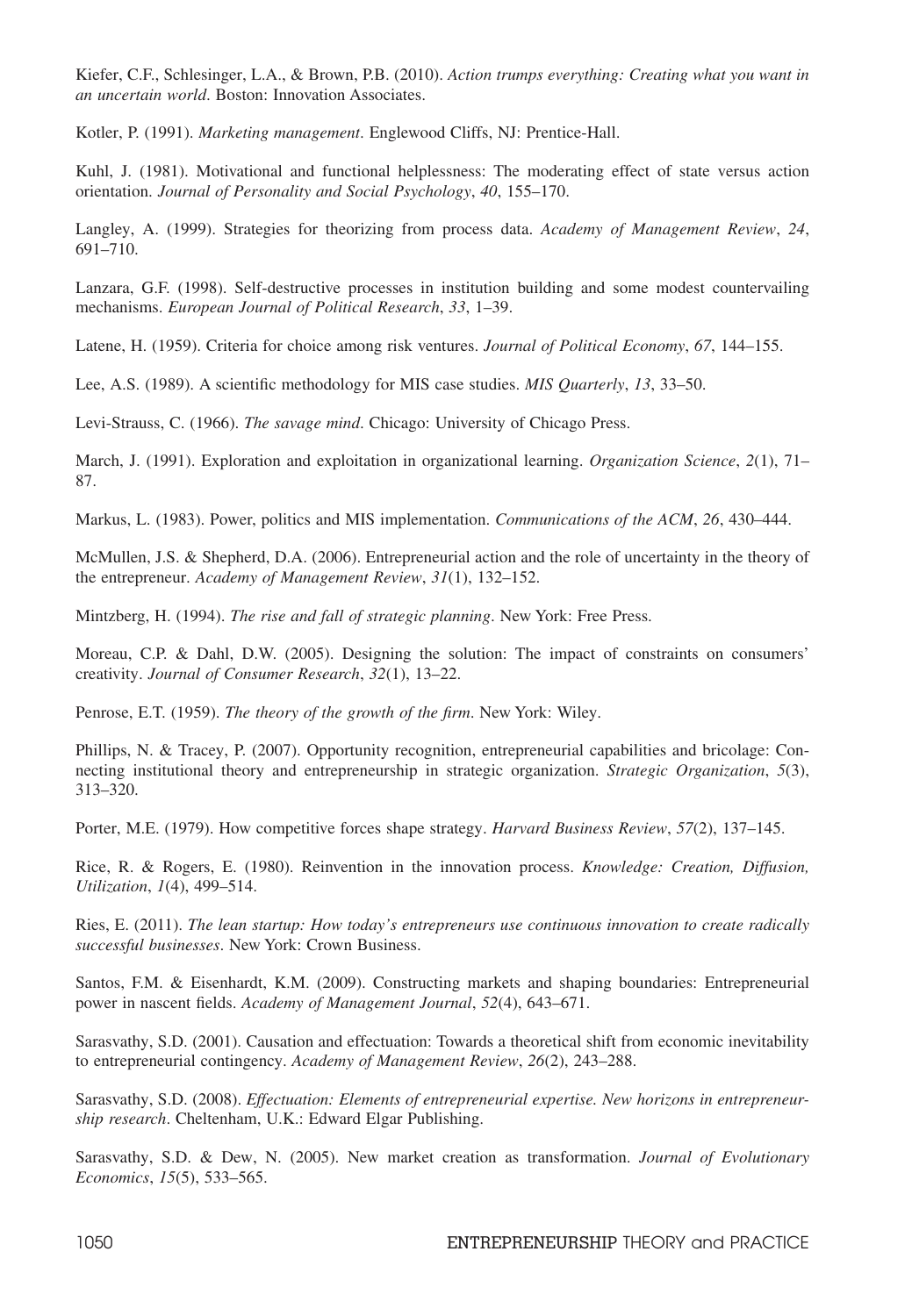Kiefer, C.F., Schlesinger, L.A., & Brown, P.B. (2010). *Action trumps everything: Creating what you want in an uncertain world*. Boston: Innovation Associates.

Kotler, P. (1991). *Marketing management*. Englewood Cliffs, NJ: Prentice-Hall.

Kuhl, J. (1981). Motivational and functional helplessness: The moderating effect of state versus action orientation. *Journal of Personality and Social Psychology*, *40*, 155–170.

Langley, A. (1999). Strategies for theorizing from process data. *Academy of Management Review*, *24*, 691–710.

Lanzara, G.F. (1998). Self-destructive processes in institution building and some modest countervailing mechanisms. *European Journal of Political Research*, *33*, 1–39.

Latene, H. (1959). Criteria for choice among risk ventures. *Journal of Political Economy*, *67*, 144–155.

Lee, A.S. (1989). A scientific methodology for MIS case studies. *MIS Quarterly*, *13*, 33–50.

Levi-Strauss, C. (1966). *The savage mind*. Chicago: University of Chicago Press.

March, J. (1991). Exploration and exploitation in organizational learning. *Organization Science*, *2*(1), 71–87.

Markus, L. (1983). Power, politics and MIS implementation. *Communications of the ACM*, *26*, 430–444.

McMullen, J.S. & Shepherd, D.A. (2006). Entrepreneurial action and the role of uncertainty in the theory of the entrepreneur. *Academy of Management Review*, *31*(1), 132–152.

Mintzberg, H. (1994). *The rise and fall of strategic planning*. New York: Free Press.

Moreau, C.P. & Dahl, D.W. (2005). Designing the solution: The impact of constraints on consumers' creativity. *Journal of Consumer Research*, *32*(1), 13–22.

Penrose, E.T. (1959). *The theory of the growth of the firm*. New York: Wiley.

Phillips, N. & Tracey, P. (2007). Opportunity recognition, entrepreneurial capabilities and bricolage: Connecting institutional theory and entrepreneurship in strategic organization. *Strategic Organization*, *5*(3), 313–320.

Porter, M.E. (1979). How competitive forces shape strategy. *Harvard Business Review*, *57*(2), 137–145.

Rice, R. & Rogers, E. (1980). Reinvention in the innovation process. *Knowledge: Creation, Diffusion, Utilization*, *1*(4), 499–514.

Ries, E. (2011). *The lean startup: How today's entrepreneurs use continuous innovation to create radically successful businesses*. New York: Crown Business.

Santos, F.M. & Eisenhardt, K.M. (2009). Constructing markets and shaping boundaries: Entrepreneurial power in nascent fields. *Academy of Management Journal*, *52*(4), 643–671.

Sarasvathy, S.D. (2001). Causation and effectuation: Towards a theoretical shift from economic inevitability to entrepreneurial contingency. *Academy of Management Review*, *26*(2), 243–288.

Sarasvathy, S.D. (2008). *Effectuation: Elements of entrepreneurial expertise. New horizons in entrepreneurship research*. Cheltenham, U.K.: Edward Elgar Publishing.

Sarasvathy, S.D. & Dew, N. (2005). New market creation as transformation. *Journal of Evolutionary Economics*, *15*(5), 533–565.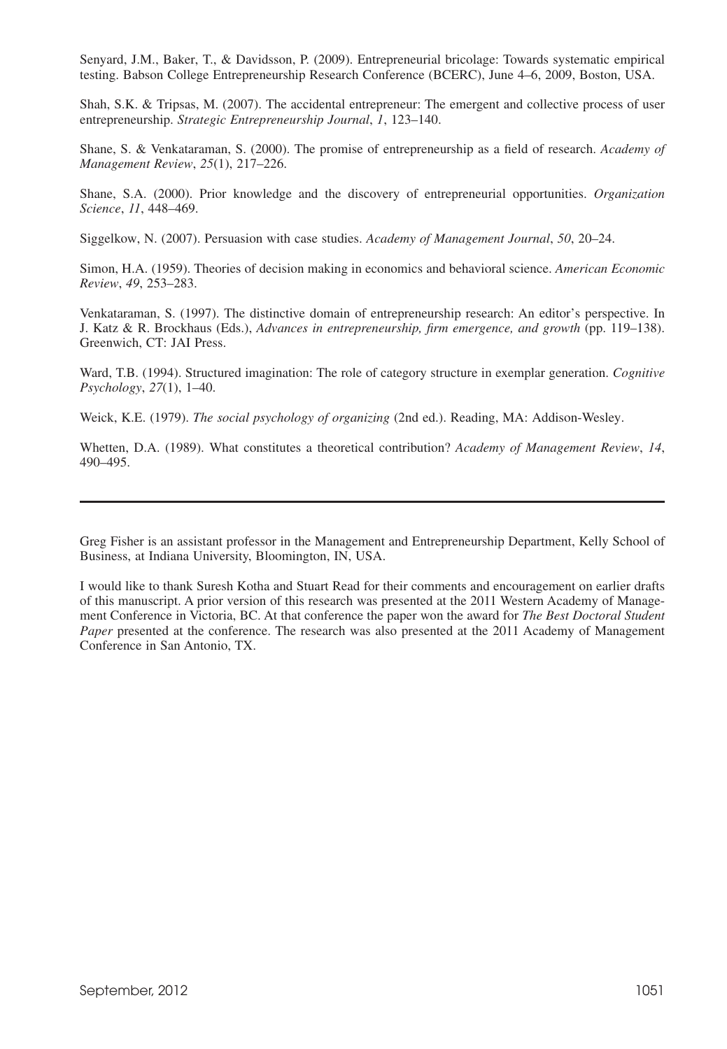Senyard, J.M., Baker, T., & Davidsson, P. (2009). Entrepreneurial bricolage: Towards systematic empirical testing. Babson College Entrepreneurship Research Conference (BCERC), June 4–6, 2009, Boston, USA.

Shah, S.K. & Tripsas, M. (2007). The accidental entrepreneur: The emergent and collective process of user entrepreneurship. *Strategic Entrepreneurship Journal*, *1*, 123–140.

Shane, S. & Venkataraman, S. (2000). The promise of entrepreneurship as a field of research. *Academy of Management Review*, *25*(1), 217–226.

Shane, S.A. (2000). Prior knowledge and the discovery of entrepreneurial opportunities. *Organization Science*, *11*, 448–469.

Siggelkow, N. (2007). Persuasion with case studies. *Academy of Management Journal*, *50*, 20–24.

Simon, H.A. (1959). Theories of decision making in economics and behavioral science. *American Economic Review*, *49*, 253–283.

Venkataraman, S. (1997). The distinctive domain of entrepreneurship research: An editor's perspective. In J. Katz & R. Brockhaus (Eds.), *Advances in entrepreneurship, firm emergence, and growth* (pp. 119–138). Greenwich, CT: JAI Press.

Ward, T.B. (1994). Structured imagination: The role of category structure in exemplar generation. *Cognitive Psychology*, *27*(1), 1–40.

Weick, K.E. (1979). *The social psychology of organizing* (2nd ed.). Reading, MA: Addison-Wesley.

Whetten, D.A. (1989). What constitutes a theoretical contribution? *Academy of Management Review*, *14*, 490–495.

---

Greg Fisher is an assistant professor in the Management and Entrepreneurship Department, Kelly School of Business, at Indiana University, Bloomington, IN, USA.

I would like to thank Suresh Kotha and Stuart Read for their comments and encouragement on earlier drafts of this manuscript. A prior version of this research was presented at the 2011 Western Academy of Management Conference in Victoria, BC. At that conference the paper won the award for *The Best Doctoral Student Paper* presented at the conference. The research was also presented at the 2011 Academy of Management Conference in San Antonio, TX.